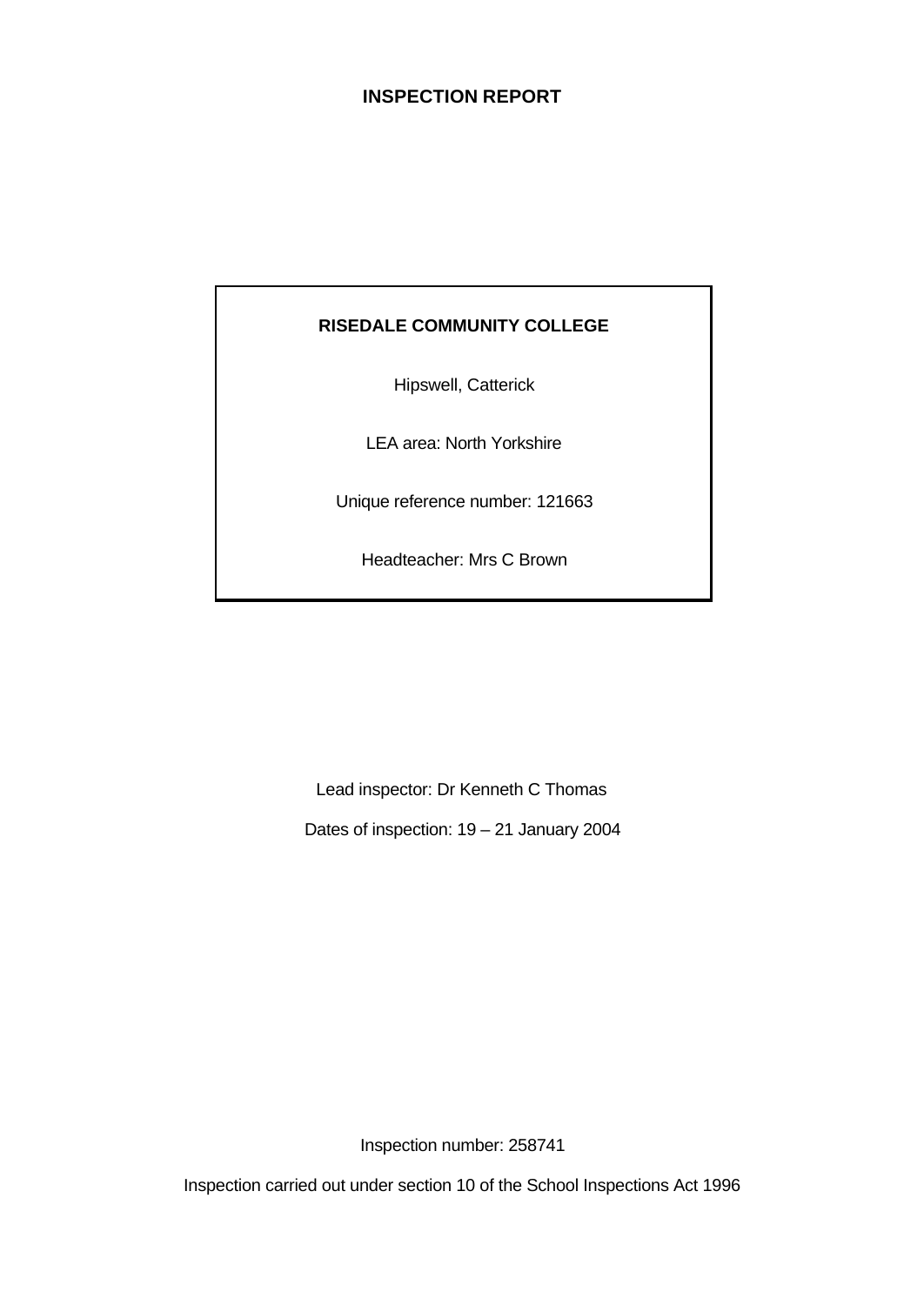# INSPECTION REPORT

**RISEDALE COMMUNITY COLLEGE**

Hipswell, Catterick

LEA area: North Yorkshire

Unique reference number: 121663

Headteacher: Mrs C Brown

Lead inspector: Dr Kenneth C Thomas

Dates of inspection: 19 – 21 January 2004

Inspection number: 258741

Inspection carried out under section 10 of the School Inspections Act 1996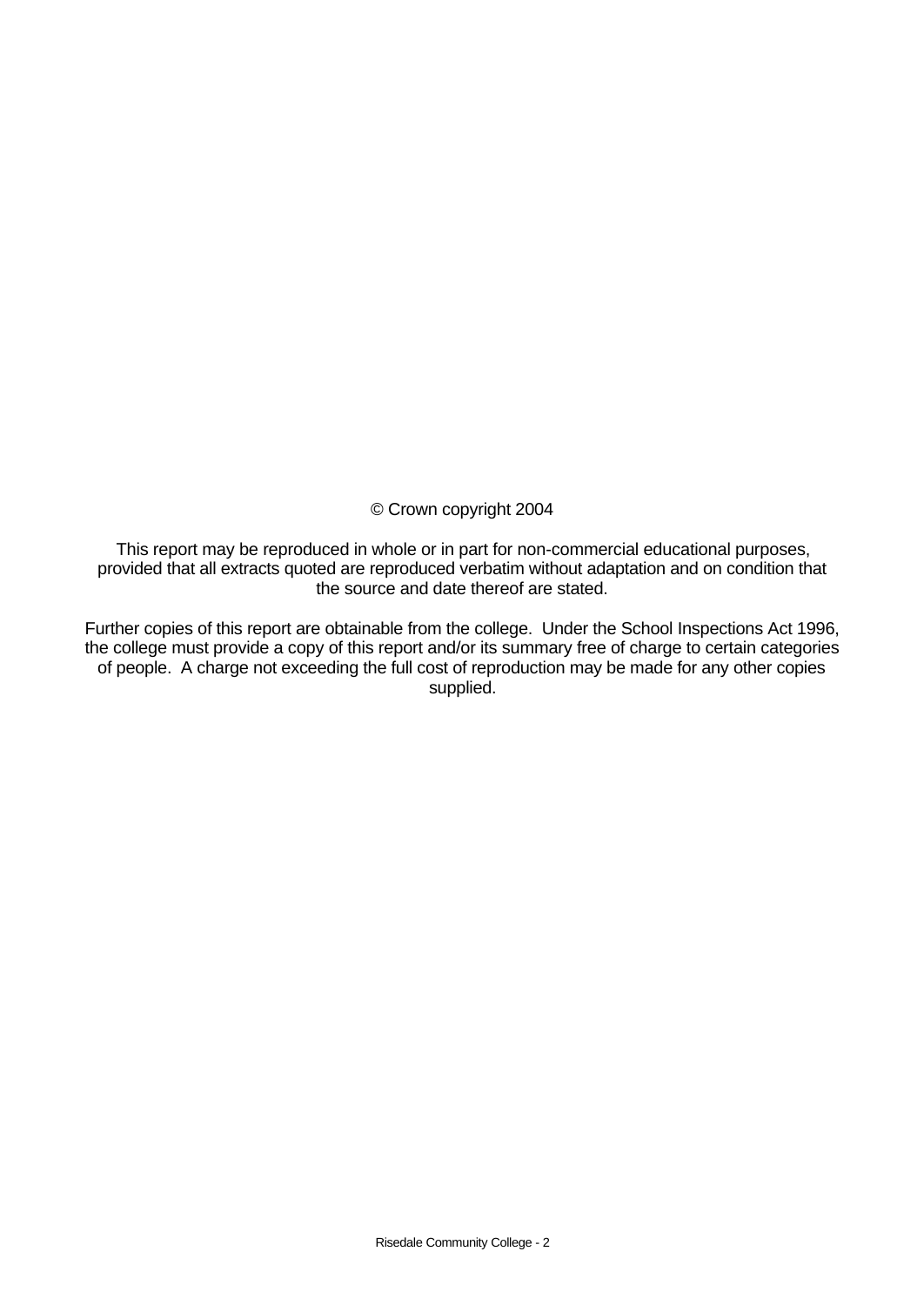© Crown copyright 2004

This report may be reproduced in whole or in part for non-commercial educational purposes, provided that all extracts quoted are reproduced verbatim without adaptation and on condition that the source and date thereof are stated.

Further copies of this report are obtainable from the college. Under the School Inspections Act 1996, the college must provide a copy of this report and/or its summary free of charge to certain categories of people. A charge not exceeding the full cost of reproduction may be made for any other copies supplied.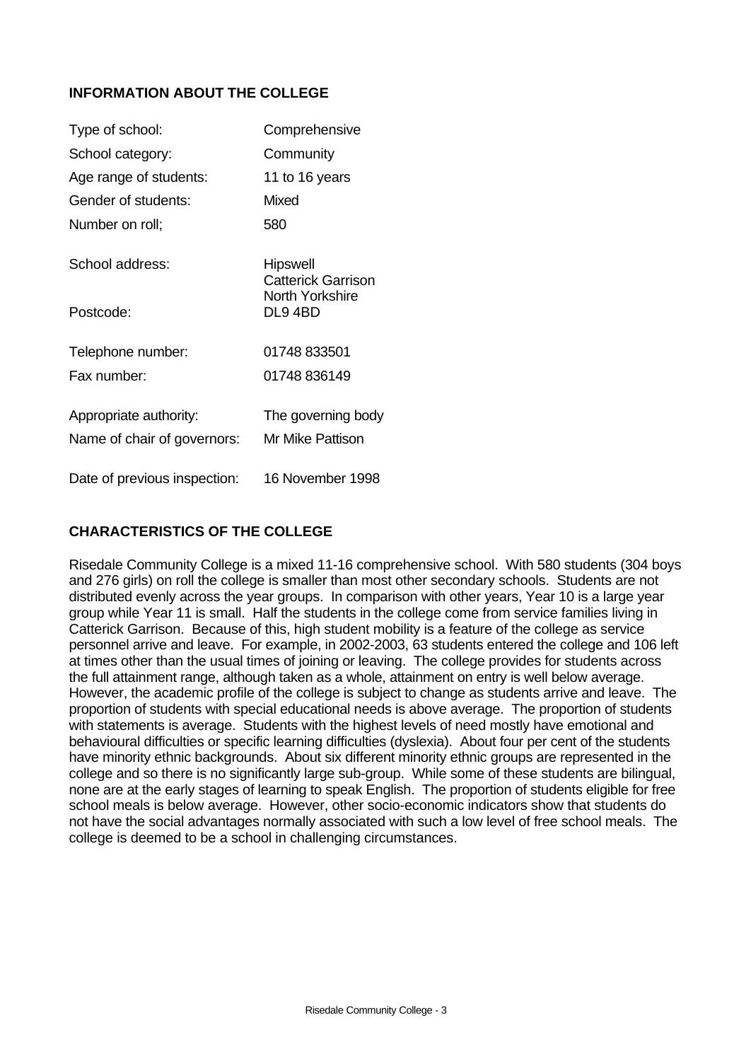## INFORMATION ABOUT THE COLLEGE

| | |
|---|---|
| Type of school: | Comprehensive |
| School category: | Community |
| Age range of students: | 11 to 16 years |
| Gender of students: | Mixed |
| Number on roll; | 580 |
| School address: | Hipswell<br>Catterick Garrison<br>North Yorkshire |
| Postcode: | DL9 4BD |
| Telephone number: | 01748 833501 |
| Fax number: | 01748 836149 |
| Appropriate authority: | The governing body |
| Name of chair of governors: | Mr Mike Pattison |
| Date of previous inspection: | 16 November 1998 |

## CHARACTERISTICS OF THE COLLEGE

Risedale Community College is a mixed 11-16 comprehensive school. With 580 students (304 boys and 276 girls) on roll the college is smaller than most other secondary schools. Students are not distributed evenly across the year groups. In comparison with other years, Year 10 is a large year group while Year 11 is small. Half the students in the college come from service families living in Catterick Garrison. Because of this, high student mobility is a feature of the college as service personnel arrive and leave. For example, in 2002-2003, 63 students entered the college and 106 left at times other than the usual times of joining or leaving. The college provides for students across the full attainment range, although taken as a whole, attainment on entry is well below average. However, the academic profile of the college is subject to change as students arrive and leave. The proportion of students with special educational needs is above average. The proportion of students with statements is average. Students with the highest levels of need mostly have emotional and behavioural difficulties or specific learning difficulties (dyslexia). About four per cent of the students have minority ethnic backgrounds. About six different minority ethnic groups are represented in the college and so there is no significantly large sub-group. While some of these students are bilingual, none are at the early stages of learning to speak English. The proportion of students eligible for free school meals is below average. However, other socio-economic indicators show that students do not have the social advantages normally associated with such a low level of free school meals. The college is deemed to be a school in challenging circumstances.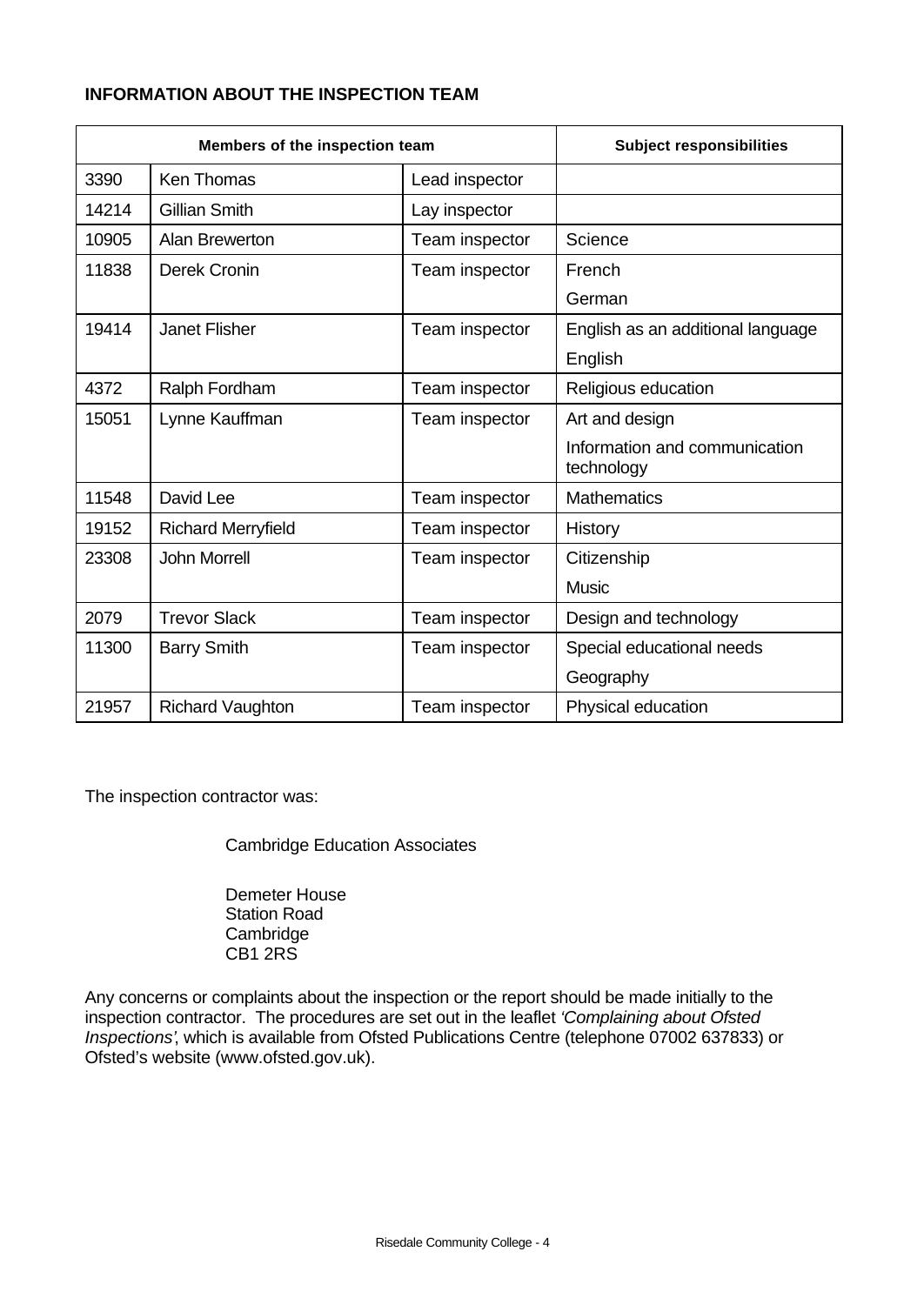**INFORMATION ABOUT THE INSPECTION TEAM**

| Members of the inspection team | | | Subject responsibilities |
|---|---|---|---|
| 3390 | Ken Thomas | Lead inspector | |
| 14214 | Gillian Smith | Lay inspector | |
| 10905 | Alan Brewerton | Team inspector | Science |
| 11838 | Derek Cronin | Team inspector | French<br>German |
| 19414 | Janet Flisher | Team inspector | English as an additional language<br>English |
| 4372 | Ralph Fordham | Team inspector | Religious education |
| 15051 | Lynne Kauffman | Team inspector | Art and design<br>Information and communication technology |
| 11548 | David Lee | Team inspector | Mathematics |
| 19152 | Richard Merryfield | Team inspector | History |
| 23308 | John Morrell | Team inspector | Citizenship<br>Music |
| 2079 | Trevor Slack | Team inspector | Design and technology |
| 11300 | Barry Smith | Team inspector | Special educational needs<br>Geography |
| 21957 | Richard Vaughton | Team inspector | Physical education |

The inspection contractor was:

Cambridge Education Associates

Demeter House
Station Road
Cambridge
CB1 2RS

Any concerns or complaints about the inspection or the report should be made initially to the inspection contractor. The procedures are set out in the leaflet *'Complaining about Ofsted Inspections'*, which is available from Ofsted Publications Centre (telephone 07002 637833) or Ofsted's website (www.ofsted.gov.uk).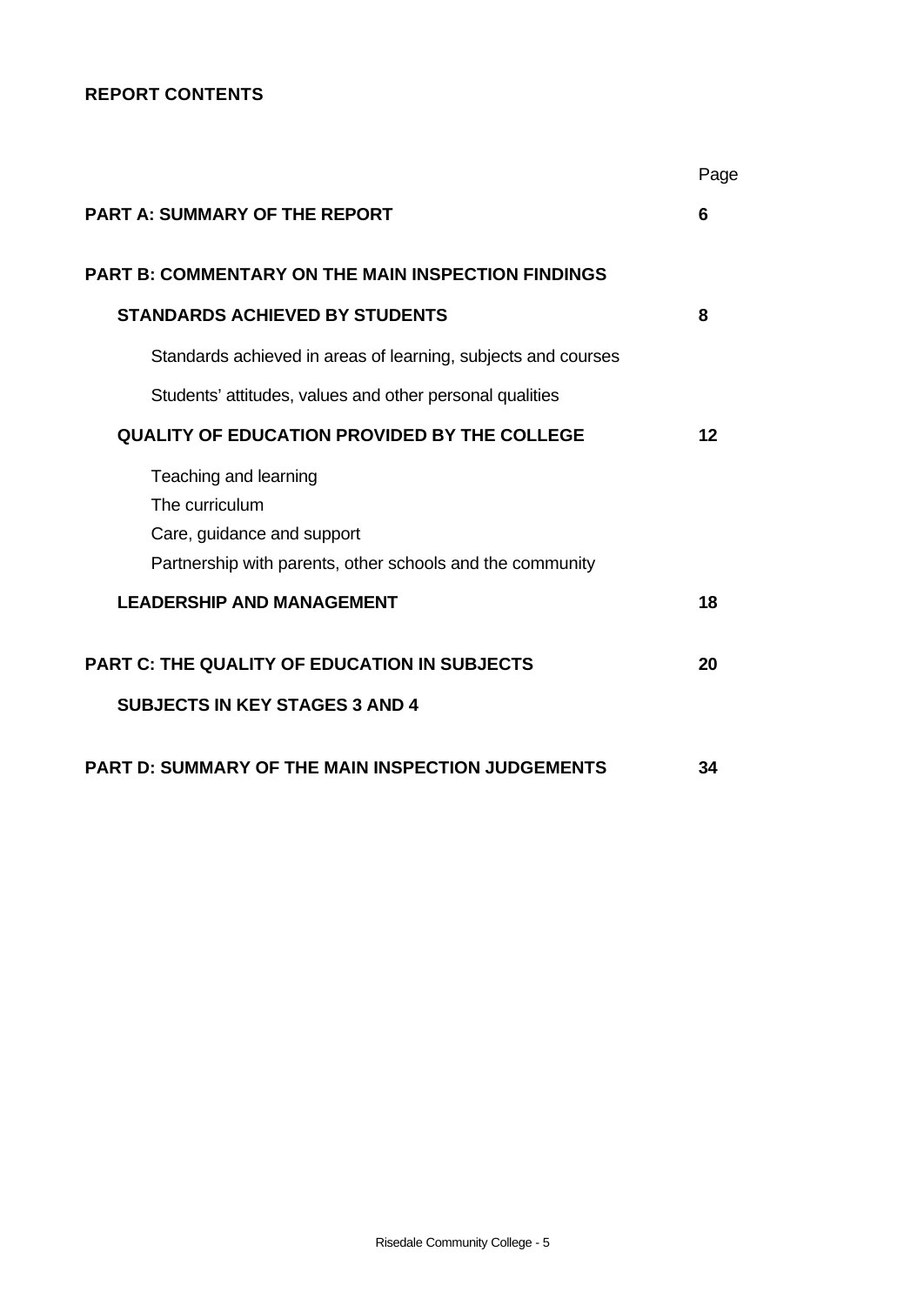**REPORT CONTENTS**

| | Page |
|---|---|
| **PART A: SUMMARY OF THE REPORT** | **6** |
| **PART B: COMMENTARY ON THE MAIN INSPECTION FINDINGS** | |
| **STANDARDS ACHIEVED BY STUDENTS** | **8** |
| Standards achieved in areas of learning, subjects and courses | |
| Students' attitudes, values and other personal qualities | |
| **QUALITY OF EDUCATION PROVIDED BY THE COLLEGE** | **12** |
| Teaching and learning<br>The curriculum<br>Care, guidance and support<br>Partnership with parents, other schools and the community | |
| **LEADERSHIP AND MANAGEMENT** | **18** |
| **PART C: THE QUALITY OF EDUCATION IN SUBJECTS** | **20** |
| **SUBJECTS IN KEY STAGES 3 AND 4** | |
| **PART D: SUMMARY OF THE MAIN INSPECTION JUDGEMENTS** | **34** |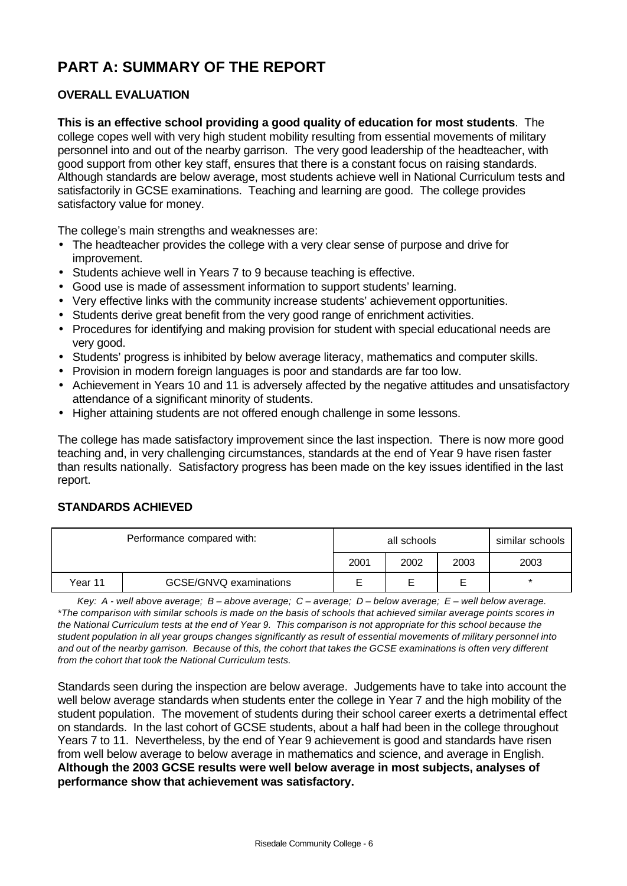# PART A: SUMMARY OF THE REPORT

## OVERALL EVALUATION

**This is an effective school providing a good quality of education for most students**. The college copes well with very high student mobility resulting from essential movements of military personnel into and out of the nearby garrison. The very good leadership of the headteacher, with good support from other key staff, ensures that there is a constant focus on raising standards. Although standards are below average, most students achieve well in National Curriculum tests and satisfactorily in GCSE examinations. Teaching and learning are good. The college provides satisfactory value for money.

The college's main strengths and weaknesses are:

- The headteacher provides the college with a very clear sense of purpose and drive for improvement.
- Students achieve well in Years 7 to 9 because teaching is effective.
- Good use is made of assessment information to support students' learning.
- Very effective links with the community increase students' achievement opportunities.
- Students derive great benefit from the very good range of enrichment activities.
- Procedures for identifying and making provision for student with special educational needs are very good.
- Students' progress is inhibited by below average literacy, mathematics and computer skills.
- Provision in modern foreign languages is poor and standards are far too low.
- Achievement in Years 10 and 11 is adversely affected by the negative attitudes and unsatisfactory attendance of a significant minority of students.
- Higher attaining students are not offered enough challenge in some lessons.

The college has made satisfactory improvement since the last inspection. There is now more good teaching and, in very challenging circumstances, standards at the end of Year 9 have risen faster than results nationally. Satisfactory progress has been made on the key issues identified in the last report.

## STANDARDS ACHIEVED

| Performance compared with: | | all schools | | | similar schools |
|---|---|---|---|---|---|
| | | 2001 | 2002 | 2003 | 2003 |
| Year 11 | GCSE/GNVQ examinations | E | E | E | * |

*Key: A - well above average; B – above average; C – average; D – below average; E – well below average.*
*\*The comparison with similar schools is made on the basis of schools that achieved similar average points scores in the National Curriculum tests at the end of Year 9. This comparison is not appropriate for this school because the student population in all year groups changes significantly as result of essential movements of military personnel into and out of the nearby garrison. Because of this, the cohort that takes the GCSE examinations is often very different from the cohort that took the National Curriculum tests.*

Standards seen during the inspection are below average. Judgements have to take into account the well below average standards when students enter the college in Year 7 and the high mobility of the student population. The movement of students during their school career exerts a detrimental effect on standards. In the last cohort of GCSE students, about a half had been in the college throughout Years 7 to 11. Nevertheless, by the end of Year 9 achievement is good and standards have risen from well below average to below average in mathematics and science, and average in English. **Although the 2003 GCSE results were well below average in most subjects, analyses of performance show that achievement was satisfactory.**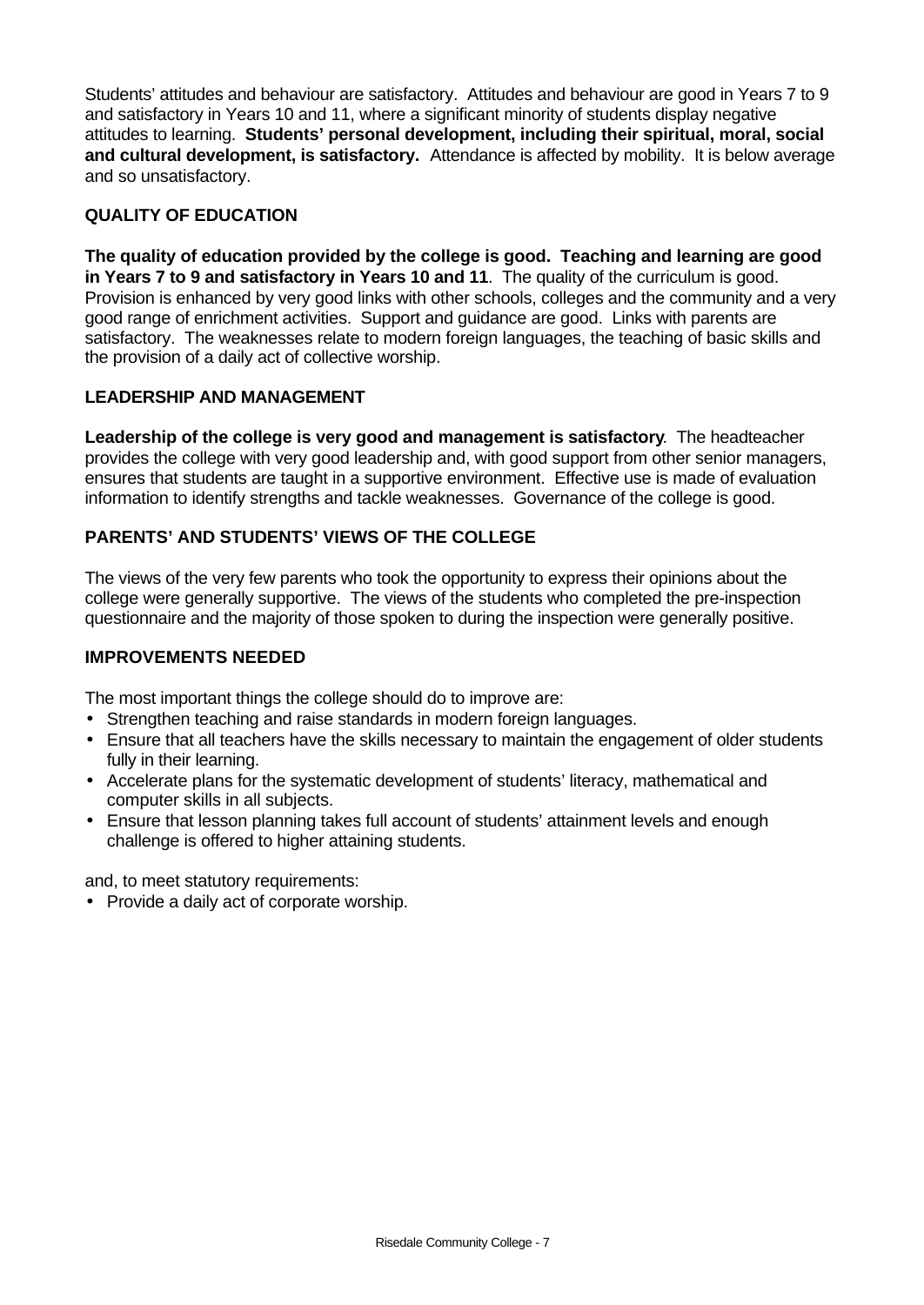Students' attitudes and behaviour are satisfactory. Attitudes and behaviour are good in Years 7 to 9 and satisfactory in Years 10 and 11, where a significant minority of students display negative attitudes to learning. **Students' personal development, including their spiritual, moral, social and cultural development, is satisfactory.** Attendance is affected by mobility. It is below average and so unsatisfactory.

## QUALITY OF EDUCATION

**The quality of education provided by the college is good. Teaching and learning are good in Years 7 to 9 and satisfactory in Years 10 and 11**. The quality of the curriculum is good. Provision is enhanced by very good links with other schools, colleges and the community and a very good range of enrichment activities. Support and guidance are good. Links with parents are satisfactory. The weaknesses relate to modern foreign languages, the teaching of basic skills and the provision of a daily act of collective worship.

## LEADERSHIP AND MANAGEMENT

**Leadership of the college is very good and management is satisfactory**. The headteacher provides the college with very good leadership and, with good support from other senior managers, ensures that students are taught in a supportive environment. Effective use is made of evaluation information to identify strengths and tackle weaknesses. Governance of the college is good.

## PARENTS' AND STUDENTS' VIEWS OF THE COLLEGE

The views of the very few parents who took the opportunity to express their opinions about the college were generally supportive. The views of the students who completed the pre-inspection questionnaire and the majority of those spoken to during the inspection were generally positive.

## IMPROVEMENTS NEEDED

The most important things the college should do to improve are:

- Strengthen teaching and raise standards in modern foreign languages.
- Ensure that all teachers have the skills necessary to maintain the engagement of older students fully in their learning.
- Accelerate plans for the systematic development of students' literacy, mathematical and computer skills in all subjects.
- Ensure that lesson planning takes full account of students' attainment levels and enough challenge is offered to higher attaining students.

and, to meet statutory requirements:

- Provide a daily act of corporate worship.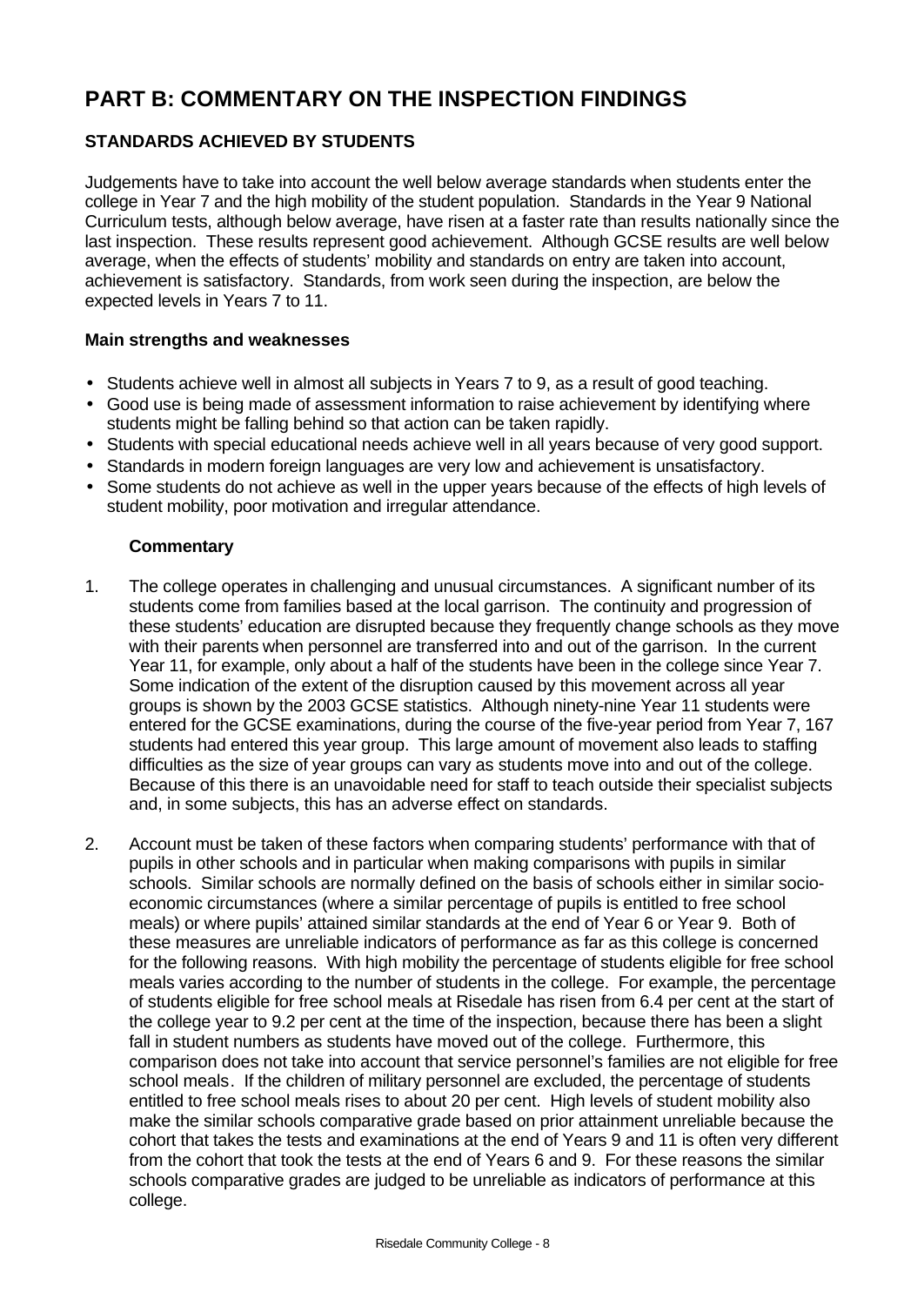# PART B: COMMENTARY ON THE INSPECTION FINDINGS

## STANDARDS ACHIEVED BY STUDENTS

Judgements have to take into account the well below average standards when students enter the college in Year 7 and the high mobility of the student population. Standards in the Year 9 National Curriculum tests, although below average, have risen at a faster rate than results nationally since the last inspection. These results represent good achievement. Although GCSE results are well below average, when the effects of students' mobility and standards on entry are taken into account, achievement is satisfactory. Standards, from work seen during the inspection, are below the expected levels in Years 7 to 11.

### Main strengths and weaknesses

- Students achieve well in almost all subjects in Years 7 to 9, as a result of good teaching.
- Good use is being made of assessment information to raise achievement by identifying where students might be falling behind so that action can be taken rapidly.
- Students with special educational needs achieve well in all years because of very good support.
- Standards in modern foreign languages are very low and achievement is unsatisfactory.
- Some students do not achieve as well in the upper years because of the effects of high levels of student mobility, poor motivation and irregular attendance.

#### Commentary

1. The college operates in challenging and unusual circumstances. A significant number of its students come from families based at the local garrison. The continuity and progression of these students' education are disrupted because they frequently change schools as they move with their parents when personnel are transferred into and out of the garrison. In the current Year 11, for example, only about a half of the students have been in the college since Year 7. Some indication of the extent of the disruption caused by this movement across all year groups is shown by the 2003 GCSE statistics. Although ninety-nine Year 11 students were entered for the GCSE examinations, during the course of the five-year period from Year 7, 167 students had entered this year group. This large amount of movement also leads to staffing difficulties as the size of year groups can vary as students move into and out of the college. Because of this there is an unavoidable need for staff to teach outside their specialist subjects and, in some subjects, this has an adverse effect on standards.

2. Account must be taken of these factors when comparing students' performance with that of pupils in other schools and in particular when making comparisons with pupils in similar schools. Similar schools are normally defined on the basis of schools either in similar socio-economic circumstances (where a similar percentage of pupils is entitled to free school meals) or where pupils' attained similar standards at the end of Year 6 or Year 9. Both of these measures are unreliable indicators of performance as far as this college is concerned for the following reasons. With high mobility the percentage of students eligible for free school meals varies according to the number of students in the college. For example, the percentage of students eligible for free school meals at Risedale has risen from 6.4 per cent at the start of the college year to 9.2 per cent at the time of the inspection, because there has been a slight fall in student numbers as students have moved out of the college. Furthermore, this comparison does not take into account that service personnel's families are not eligible for free school meals. If the children of military personnel are excluded, the percentage of students entitled to free school meals rises to about 20 per cent. High levels of student mobility also make the similar schools comparative grade based on prior attainment unreliable because the cohort that takes the tests and examinations at the end of Years 9 and 11 is often very different from the cohort that took the tests at the end of Years 6 and 9. For these reasons the similar schools comparative grades are judged to be unreliable as indicators of performance at this college.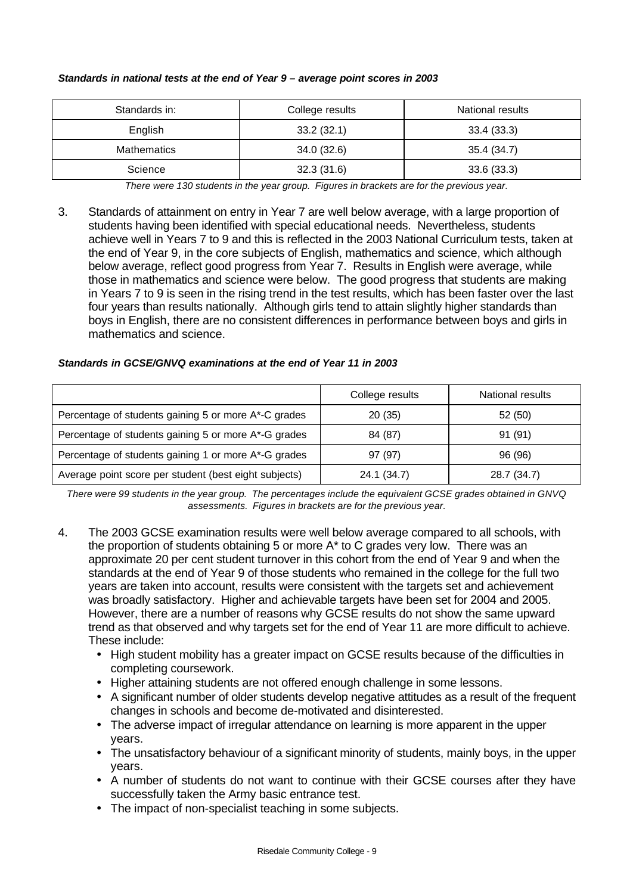***Standards in national tests at the end of Year 9 – average point scores in 2003***

| Standards in: | College results | National results |
|---|---|---|
| English | 33.2 (32.1) | 33.4 (33.3) |
| Mathematics | 34.0 (32.6) | 35.4 (34.7) |
| Science | 32.3 (31.6) | 33.6 (33.3) |

*There were 130 students in the year group. Figures in brackets are for the previous year.*

3. Standards of attainment on entry in Year 7 are well below average, with a large proportion of students having been identified with special educational needs. Nevertheless, students achieve well in Years 7 to 9 and this is reflected in the 2003 National Curriculum tests, taken at the end of Year 9, in the core subjects of English, mathematics and science, which although below average, reflect good progress from Year 7. Results in English were average, while those in mathematics and science were below. The good progress that students are making in Years 7 to 9 is seen in the rising trend in the test results, which has been faster over the last four years than results nationally. Although girls tend to attain slightly higher standards than boys in English, there are no consistent differences in performance between boys and girls in mathematics and science.

***Standards in GCSE/GNVQ examinations at the end of Year 11 in 2003***

| | College results | National results |
|---|---|---|
| Percentage of students gaining 5 or more A*-C grades | 20 (35) | 52 (50) |
| Percentage of students gaining 5 or more A*-G grades | 84 (87) | 91 (91) |
| Percentage of students gaining 1 or more A*-G grades | 97 (97) | 96 (96) |
| Average point score per student (best eight subjects) | 24.1 (34.7) | 28.7 (34.7) |

*There were 99 students in the year group. The percentages include the equivalent GCSE grades obtained in GNVQ assessments. Figures in brackets are for the previous year.*

4. The 2003 GCSE examination results were well below average compared to all schools, with the proportion of students obtaining 5 or more A* to C grades very low. There was an approximate 20 per cent student turnover in this cohort from the end of Year 9 and when the standards at the end of Year 9 of those students who remained in the college for the full two years are taken into account, results were consistent with the targets set and achievement was broadly satisfactory. Higher and achievable targets have been set for 2004 and 2005. However, there are a number of reasons why GCSE results do not show the same upward trend as that observed and why targets set for the end of Year 11 are more difficult to achieve. These include:
   - High student mobility has a greater impact on GCSE results because of the difficulties in completing coursework.
   - Higher attaining students are not offered enough challenge in some lessons.
   - A significant number of older students develop negative attitudes as a result of the frequent changes in schools and become de-motivated and disinterested.
   - The adverse impact of irregular attendance on learning is more apparent in the upper years.
   - The unsatisfactory behaviour of a significant minority of students, mainly boys, in the upper years.
   - A number of students do not want to continue with their GCSE courses after they have successfully taken the Army basic entrance test.
   - The impact of non-specialist teaching in some subjects.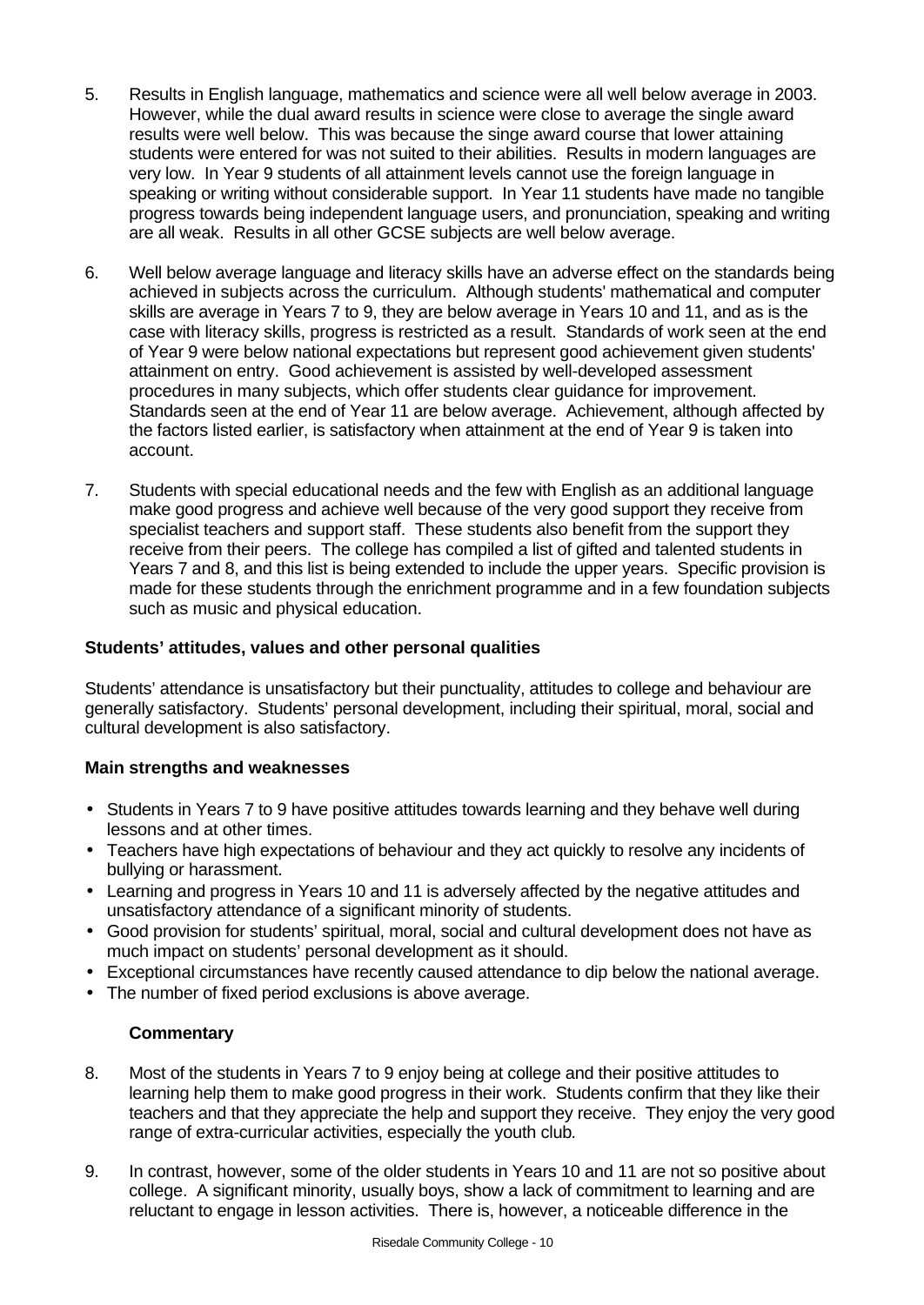5. Results in English language, mathematics and science were all well below average in 2003. However, while the dual award results in science were close to average the single award results were well below. This was because the singe award course that lower attaining students were entered for was not suited to their abilities. Results in modern languages are very low. In Year 9 students of all attainment levels cannot use the foreign language in speaking or writing without considerable support. In Year 11 students have made no tangible progress towards being independent language users, and pronunciation, speaking and writing are all weak. Results in all other GCSE subjects are well below average.

6. Well below average language and literacy skills have an adverse effect on the standards being achieved in subjects across the curriculum. Although students' mathematical and computer skills are average in Years 7 to 9, they are below average in Years 10 and 11, and as is the case with literacy skills, progress is restricted as a result. Standards of work seen at the end of Year 9 were below national expectations but represent good achievement given students' attainment on entry. Good achievement is assisted by well-developed assessment procedures in many subjects, which offer students clear guidance for improvement. Standards seen at the end of Year 11 are below average. Achievement, although affected by the factors listed earlier, is satisfactory when attainment at the end of Year 9 is taken into account.

7. Students with special educational needs and the few with English as an additional language make good progress and achieve well because of the very good support they receive from specialist teachers and support staff. These students also benefit from the support they receive from their peers. The college has compiled a list of gifted and talented students in Years 7 and 8, and this list is being extended to include the upper years. Specific provision is made for these students through the enrichment programme and in a few foundation subjects such as music and physical education.

### Students' attitudes, values and other personal qualities

Students' attendance is unsatisfactory but their punctuality, attitudes to college and behaviour are generally satisfactory. Students' personal development, including their spiritual, moral, social and cultural development is also satisfactory.

**Main strengths and weaknesses**

- Students in Years 7 to 9 have positive attitudes towards learning and they behave well during lessons and at other times.
- Teachers have high expectations of behaviour and they act quickly to resolve any incidents of bullying or harassment.
- Learning and progress in Years 10 and 11 is adversely affected by the negative attitudes and unsatisfactory attendance of a significant minority of students.
- Good provision for students' spiritual, moral, social and cultural development does not have as much impact on students' personal development as it should.
- Exceptional circumstances have recently caused attendance to dip below the national average.
- The number of fixed period exclusions is above average.

**Commentary**

8. Most of the students in Years 7 to 9 enjoy being at college and their positive attitudes to learning help them to make good progress in their work. Students confirm that they like their teachers and that they appreciate the help and support they receive. They enjoy the very good range of extra-curricular activities, especially the youth club.

9. In contrast, however, some of the older students in Years 10 and 11 are not so positive about college. A significant minority, usually boys, show a lack of commitment to learning and are reluctant to engage in lesson activities. There is, however, a noticeable difference in the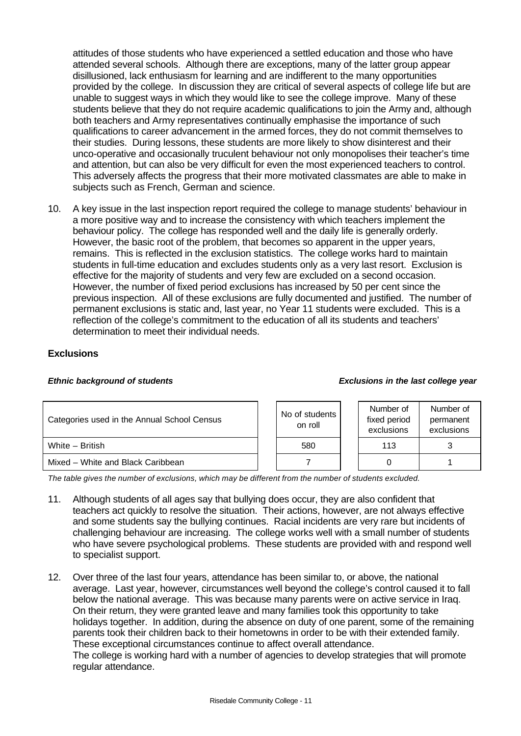attitudes of those students who have experienced a settled education and those who have attended several schools. Although there are exceptions, many of the latter group appear disillusioned, lack enthusiasm for learning and are indifferent to the many opportunities provided by the college. In discussion they are critical of several aspects of college life but are unable to suggest ways in which they would like to see the college improve. Many of these students believe that they do not require academic qualifications to join the Army and, although both teachers and Army representatives continually emphasise the importance of such qualifications to career advancement in the armed forces, they do not commit themselves to their studies. During lessons, these students are more likely to show disinterest and their unco-operative and occasionally truculent behaviour not only monopolises their teacher's time and attention, but can also be very difficult for even the most experienced teachers to control. This adversely affects the progress that their more motivated classmates are able to make in subjects such as French, German and science.

10. A key issue in the last inspection report required the college to manage students' behaviour in a more positive way and to increase the consistency with which teachers implement the behaviour policy. The college has responded well and the daily life is generally orderly. However, the basic root of the problem, that becomes so apparent in the upper years, remains. This is reflected in the exclusion statistics. The college works hard to maintain students in full-time education and excludes students only as a very last resort. Exclusion is effective for the majority of students and very few are excluded on a second occasion. However, the number of fixed period exclusions has increased by 50 per cent since the previous inspection. All of these exclusions are fully documented and justified. The number of permanent exclusions is static and, last year, no Year 11 students were excluded. This is a reflection of the college's commitment to the education of all its students and teachers' determination to meet their individual needs.

### Exclusions

***Ethnic background of students*** — ***Exclusions in the last college year***

| Categories used in the Annual School Census | No of students on roll | Number of fixed period exclusions | Number of permanent exclusions |
|---|---|---|---|
| White – British | 580 | 113 | 3 |
| Mixed – White and Black Caribbean | 7 | 0 | 1 |

*The table gives the number of exclusions, which may be different from the number of students excluded.*

11. Although students of all ages say that bullying does occur, they are also confident that teachers act quickly to resolve the situation. Their actions, however, are not always effective and some students say the bullying continues. Racial incidents are very rare but incidents of challenging behaviour are increasing. The college works well with a small number of students who have severe psychological problems. These students are provided with and respond well to specialist support.

12. Over three of the last four years, attendance has been similar to, or above, the national average. Last year, however, circumstances well beyond the college's control caused it to fall below the national average. This was because many parents were on active service in Iraq. On their return, they were granted leave and many families took this opportunity to take holidays together. In addition, during the absence on duty of one parent, some of the remaining parents took their children back to their hometowns in order to be with their extended family. These exceptional circumstances continue to affect overall attendance.
The college is working hard with a number of agencies to develop strategies that will promote regular attendance.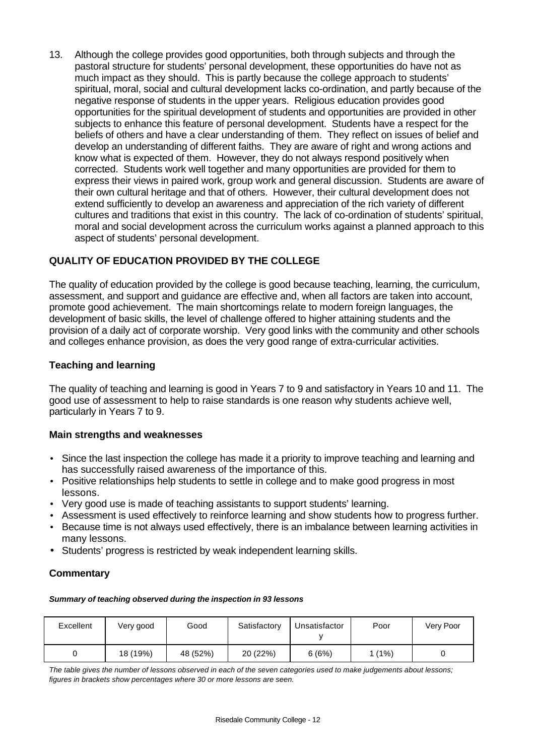13. Although the college provides good opportunities, both through subjects and through the pastoral structure for students' personal development, these opportunities do have not as much impact as they should. This is partly because the college approach to students' spiritual, moral, social and cultural development lacks co-ordination, and partly because of the negative response of students in the upper years. Religious education provides good opportunities for the spiritual development of students and opportunities are provided in other subjects to enhance this feature of personal development. Students have a respect for the beliefs of others and have a clear understanding of them. They reflect on issues of belief and develop an understanding of different faiths. They are aware of right and wrong actions and know what is expected of them. However, they do not always respond positively when corrected. Students work well together and many opportunities are provided for them to express their views in paired work, group work and general discussion. Students are aware of their own cultural heritage and that of others. However, their cultural development does not extend sufficiently to develop an awareness and appreciation of the rich variety of different cultures and traditions that exist in this country. The lack of co-ordination of students' spiritual, moral and social development across the curriculum works against a planned approach to this aspect of students' personal development.

## QUALITY OF EDUCATION PROVIDED BY THE COLLEGE

The quality of education provided by the college is good because teaching, learning, the curriculum, assessment, and support and guidance are effective and, when all factors are taken into account, promote good achievement. The main shortcomings relate to modern foreign languages, the development of basic skills, the level of challenge offered to higher attaining students and the provision of a daily act of corporate worship. Very good links with the community and other schools and colleges enhance provision, as does the very good range of extra-curricular activities.

### Teaching and learning

The quality of teaching and learning is good in Years 7 to 9 and satisfactory in Years 10 and 11. The good use of assessment to help to raise standards is one reason why students achieve well, particularly in Years 7 to 9.

### Main strengths and weaknesses

- Since the last inspection the college has made it a priority to improve teaching and learning and has successfully raised awareness of the importance of this.
- Positive relationships help students to settle in college and to make good progress in most lessons.
- Very good use is made of teaching assistants to support students' learning.
- Assessment is used effectively to reinforce learning and show students how to progress further.
- Because time is not always used effectively, there is an imbalance between learning activities in many lessons.
- Students' progress is restricted by weak independent learning skills.

### Commentary

***Summary of teaching observed during the inspection in 93 lessons***

| Excellent | Very good | Good | Satisfactory | Unsatisfactory | Poor | Very Poor |
|---|---|---|---|---|---|---|
| 0 | 18 (19%) | 48 (52%) | 20 (22%) | 6 (6%) | 1 (1%) | 0 |

*The table gives the number of lessons observed in each of the seven categories used to make judgements about lessons; figures in brackets show percentages where 30 or more lessons are seen.*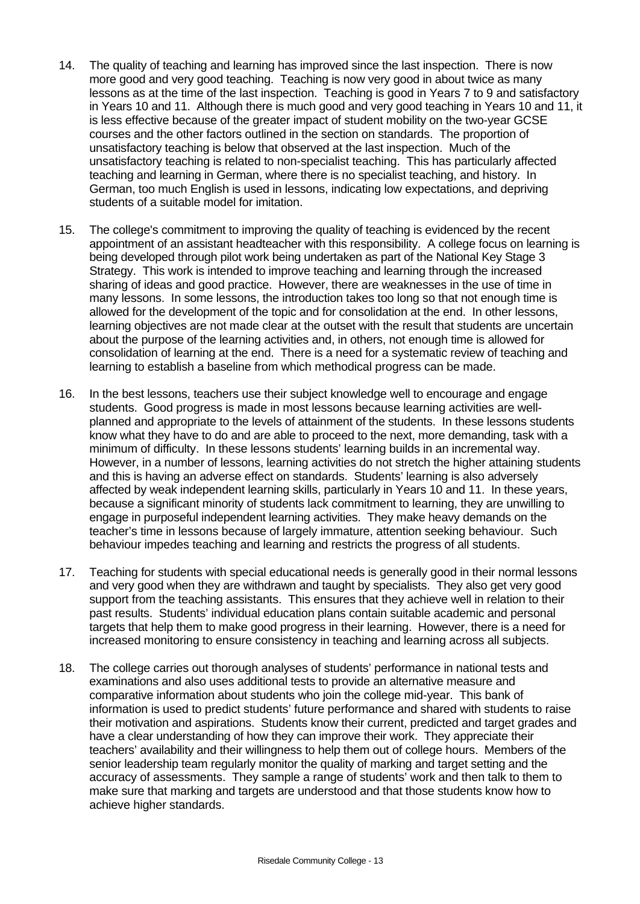14. The quality of teaching and learning has improved since the last inspection. There is now more good and very good teaching. Teaching is now very good in about twice as many lessons as at the time of the last inspection. Teaching is good in Years 7 to 9 and satisfactory in Years 10 and 11. Although there is much good and very good teaching in Years 10 and 11, it is less effective because of the greater impact of student mobility on the two-year GCSE courses and the other factors outlined in the section on standards. The proportion of unsatisfactory teaching is below that observed at the last inspection. Much of the unsatisfactory teaching is related to non-specialist teaching. This has particularly affected teaching and learning in German, where there is no specialist teaching, and history. In German, too much English is used in lessons, indicating low expectations, and depriving students of a suitable model for imitation.

15. The college's commitment to improving the quality of teaching is evidenced by the recent appointment of an assistant headteacher with this responsibility. A college focus on learning is being developed through pilot work being undertaken as part of the National Key Stage 3 Strategy. This work is intended to improve teaching and learning through the increased sharing of ideas and good practice. However, there are weaknesses in the use of time in many lessons. In some lessons, the introduction takes too long so that not enough time is allowed for the development of the topic and for consolidation at the end. In other lessons, learning objectives are not made clear at the outset with the result that students are uncertain about the purpose of the learning activities and, in others, not enough time is allowed for consolidation of learning at the end. There is a need for a systematic review of teaching and learning to establish a baseline from which methodical progress can be made.

16. In the best lessons, teachers use their subject knowledge well to encourage and engage students. Good progress is made in most lessons because learning activities are well-planned and appropriate to the levels of attainment of the students. In these lessons students know what they have to do and are able to proceed to the next, more demanding, task with a minimum of difficulty. In these lessons students' learning builds in an incremental way. However, in a number of lessons, learning activities do not stretch the higher attaining students and this is having an adverse effect on standards. Students' learning is also adversely affected by weak independent learning skills, particularly in Years 10 and 11. In these years, because a significant minority of students lack commitment to learning, they are unwilling to engage in purposeful independent learning activities. They make heavy demands on the teacher's time in lessons because of largely immature, attention seeking behaviour. Such behaviour impedes teaching and learning and restricts the progress of all students.

17. Teaching for students with special educational needs is generally good in their normal lessons and very good when they are withdrawn and taught by specialists. They also get very good support from the teaching assistants. This ensures that they achieve well in relation to their past results. Students' individual education plans contain suitable academic and personal targets that help them to make good progress in their learning. However, there is a need for increased monitoring to ensure consistency in teaching and learning across all subjects.

18. The college carries out thorough analyses of students' performance in national tests and examinations and also uses additional tests to provide an alternative measure and comparative information about students who join the college mid-year. This bank of information is used to predict students' future performance and shared with students to raise their motivation and aspirations. Students know their current, predicted and target grades and have a clear understanding of how they can improve their work. They appreciate their teachers' availability and their willingness to help them out of college hours. Members of the senior leadership team regularly monitor the quality of marking and target setting and the accuracy of assessments. They sample a range of students' work and then talk to them to make sure that marking and targets are understood and that those students know how to achieve higher standards.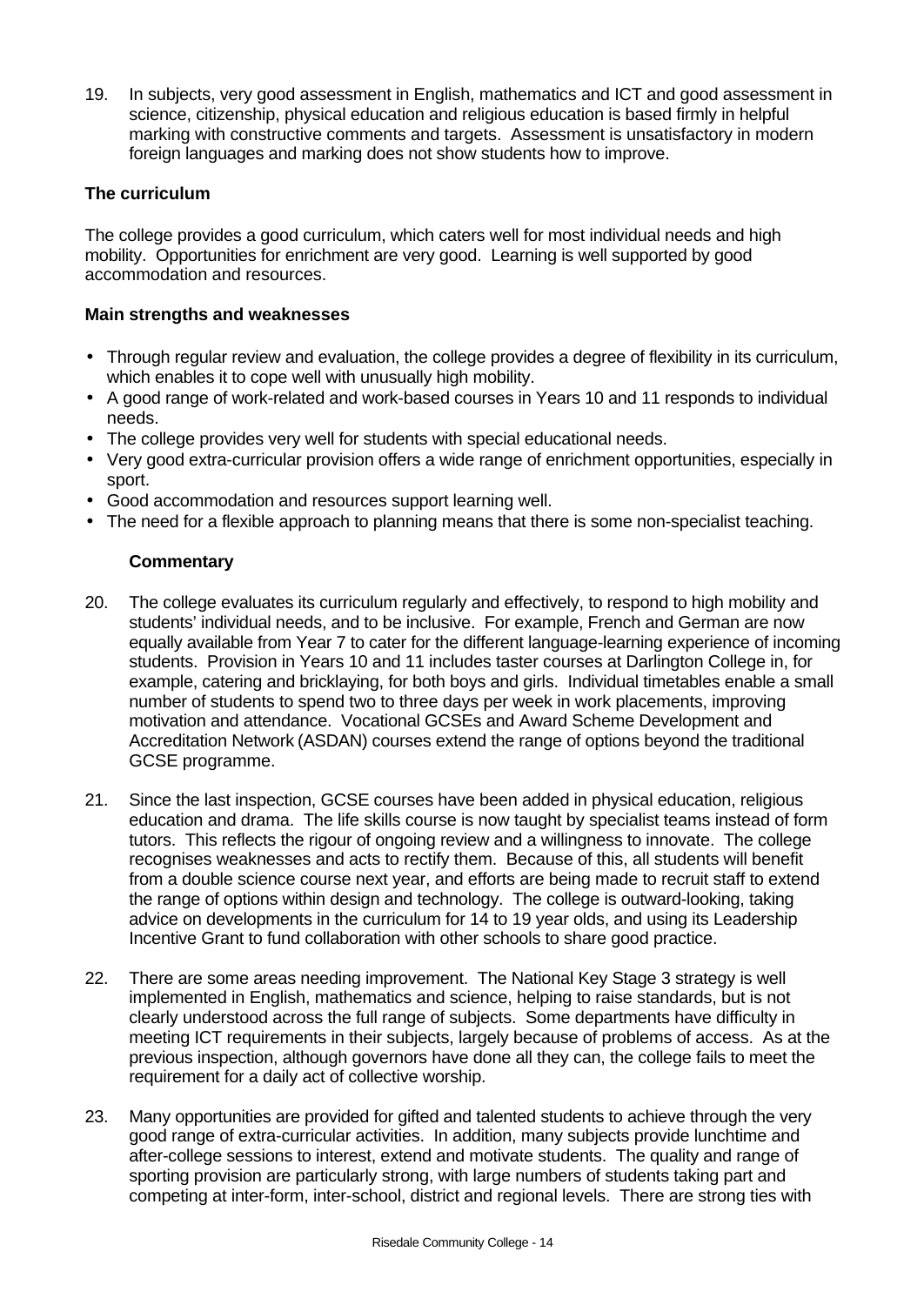19. In subjects, very good assessment in English, mathematics and ICT and good assessment in science, citizenship, physical education and religious education is based firmly in helpful marking with constructive comments and targets. Assessment is unsatisfactory in modern foreign languages and marking does not show students how to improve.

### The curriculum

The college provides a good curriculum, which caters well for most individual needs and high mobility. Opportunities for enrichment are very good. Learning is well supported by good accommodation and resources.

#### Main strengths and weaknesses

- Through regular review and evaluation, the college provides a degree of flexibility in its curriculum, which enables it to cope well with unusually high mobility.
- A good range of work-related and work-based courses in Years 10 and 11 responds to individual needs.
- The college provides very well for students with special educational needs.
- Very good extra-curricular provision offers a wide range of enrichment opportunities, especially in sport.
- Good accommodation and resources support learning well.
- The need for a flexible approach to planning means that there is some non-specialist teaching.

#### Commentary

20. The college evaluates its curriculum regularly and effectively, to respond to high mobility and students' individual needs, and to be inclusive. For example, French and German are now equally available from Year 7 to cater for the different language-learning experience of incoming students. Provision in Years 10 and 11 includes taster courses at Darlington College in, for example, catering and bricklaying, for both boys and girls. Individual timetables enable a small number of students to spend two to three days per week in work placements, improving motivation and attendance. Vocational GCSEs and Award Scheme Development and Accreditation Network (ASDAN) courses extend the range of options beyond the traditional GCSE programme.

21. Since the last inspection, GCSE courses have been added in physical education, religious education and drama. The life skills course is now taught by specialist teams instead of form tutors. This reflects the rigour of ongoing review and a willingness to innovate. The college recognises weaknesses and acts to rectify them. Because of this, all students will benefit from a double science course next year, and efforts are being made to recruit staff to extend the range of options within design and technology. The college is outward-looking, taking advice on developments in the curriculum for 14 to 19 year olds, and using its Leadership Incentive Grant to fund collaboration with other schools to share good practice.

22. There are some areas needing improvement. The National Key Stage 3 strategy is well implemented in English, mathematics and science, helping to raise standards, but is not clearly understood across the full range of subjects. Some departments have difficulty in meeting ICT requirements in their subjects, largely because of problems of access. As at the previous inspection, although governors have done all they can, the college fails to meet the requirement for a daily act of collective worship.

23. Many opportunities are provided for gifted and talented students to achieve through the very good range of extra-curricular activities. In addition, many subjects provide lunchtime and after-college sessions to interest, extend and motivate students. The quality and range of sporting provision are particularly strong, with large numbers of students taking part and competing at inter-form, inter-school, district and regional levels. There are strong ties with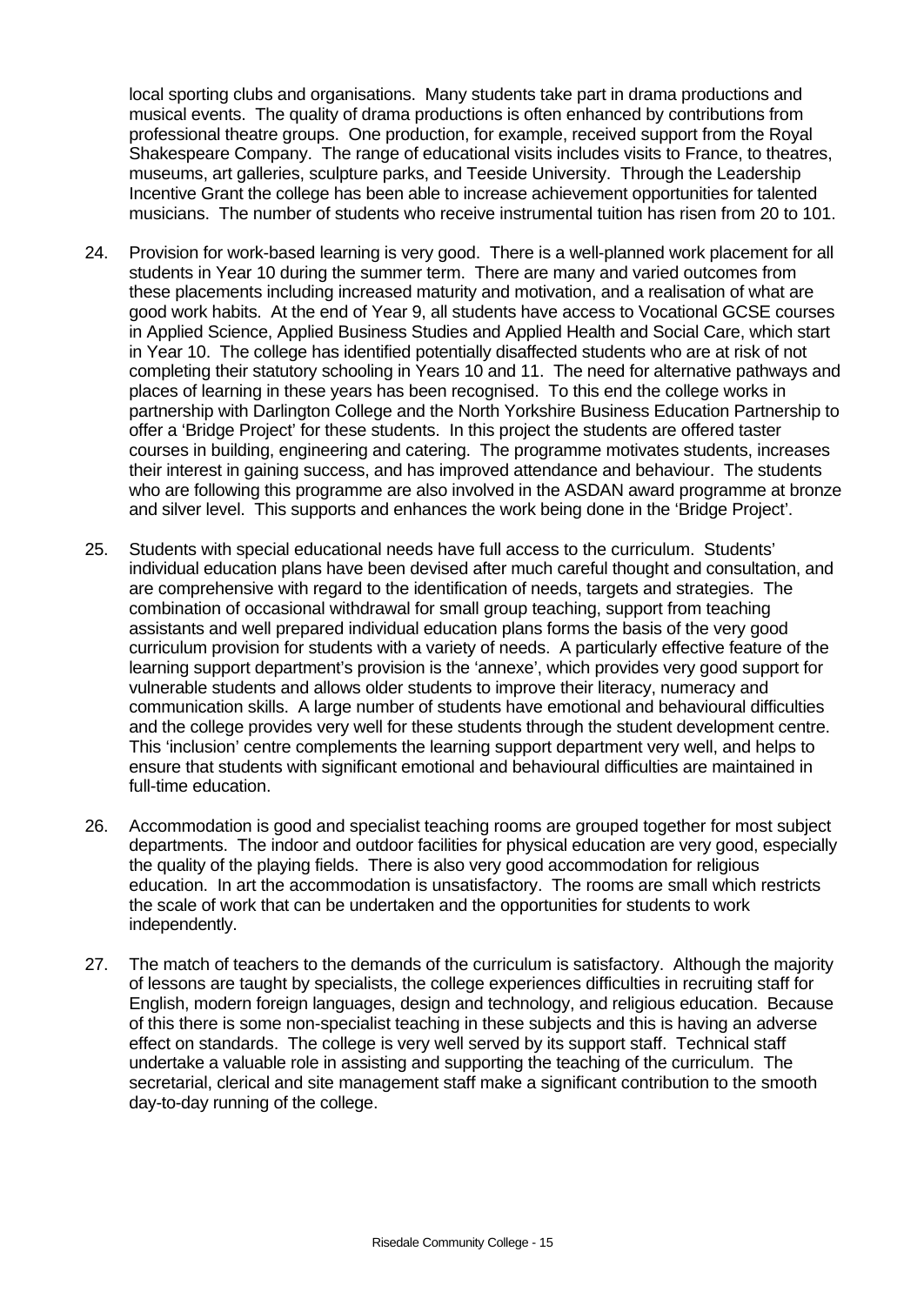local sporting clubs and organisations. Many students take part in drama productions and musical events. The quality of drama productions is often enhanced by contributions from professional theatre groups. One production, for example, received support from the Royal Shakespeare Company. The range of educational visits includes visits to France, to theatres, museums, art galleries, sculpture parks, and Teeside University. Through the Leadership Incentive Grant the college has been able to increase achievement opportunities for talented musicians. The number of students who receive instrumental tuition has risen from 20 to 101.

24. Provision for work-based learning is very good. There is a well-planned work placement for all students in Year 10 during the summer term. There are many and varied outcomes from these placements including increased maturity and motivation, and a realisation of what are good work habits. At the end of Year 9, all students have access to Vocational GCSE courses in Applied Science, Applied Business Studies and Applied Health and Social Care, which start in Year 10. The college has identified potentially disaffected students who are at risk of not completing their statutory schooling in Years 10 and 11. The need for alternative pathways and places of learning in these years has been recognised. To this end the college works in partnership with Darlington College and the North Yorkshire Business Education Partnership to offer a 'Bridge Project' for these students. In this project the students are offered taster courses in building, engineering and catering. The programme motivates students, increases their interest in gaining success, and has improved attendance and behaviour. The students who are following this programme are also involved in the ASDAN award programme at bronze and silver level. This supports and enhances the work being done in the 'Bridge Project'.

25. Students with special educational needs have full access to the curriculum. Students' individual education plans have been devised after much careful thought and consultation, and are comprehensive with regard to the identification of needs, targets and strategies. The combination of occasional withdrawal for small group teaching, support from teaching assistants and well prepared individual education plans forms the basis of the very good curriculum provision for students with a variety of needs. A particularly effective feature of the learning support department's provision is the 'annexe', which provides very good support for vulnerable students and allows older students to improve their literacy, numeracy and communication skills. A large number of students have emotional and behavioural difficulties and the college provides very well for these students through the student development centre. This 'inclusion' centre complements the learning support department very well, and helps to ensure that students with significant emotional and behavioural difficulties are maintained in full-time education.

26. Accommodation is good and specialist teaching rooms are grouped together for most subject departments. The indoor and outdoor facilities for physical education are very good, especially the quality of the playing fields. There is also very good accommodation for religious education. In art the accommodation is unsatisfactory. The rooms are small which restricts the scale of work that can be undertaken and the opportunities for students to work independently.

27. The match of teachers to the demands of the curriculum is satisfactory. Although the majority of lessons are taught by specialists, the college experiences difficulties in recruiting staff for English, modern foreign languages, design and technology, and religious education. Because of this there is some non-specialist teaching in these subjects and this is having an adverse effect on standards. The college is very well served by its support staff. Technical staff undertake a valuable role in assisting and supporting the teaching of the curriculum. The secretarial, clerical and site management staff make a significant contribution to the smooth day-to-day running of the college.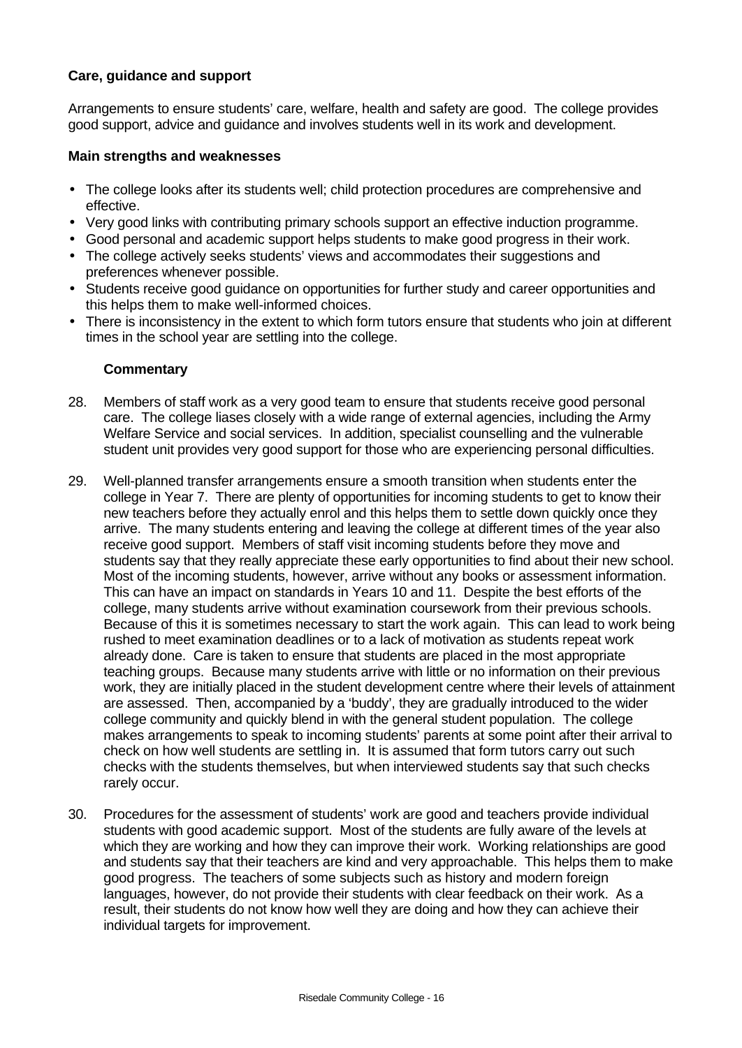**Care, guidance and support**

Arrangements to ensure students' care, welfare, health and safety are good. The college provides good support, advice and guidance and involves students well in its work and development.

**Main strengths and weaknesses**

- The college looks after its students well; child protection procedures are comprehensive and effective.
- Very good links with contributing primary schools support an effective induction programme.
- Good personal and academic support helps students to make good progress in their work.
- The college actively seeks students' views and accommodates their suggestions and preferences whenever possible.
- Students receive good guidance on opportunities for further study and career opportunities and this helps them to make well-informed choices.
- There is inconsistency in the extent to which form tutors ensure that students who join at different times in the school year are settling into the college.

**Commentary**

28. Members of staff work as a very good team to ensure that students receive good personal care. The college liases closely with a wide range of external agencies, including the Army Welfare Service and social services. In addition, specialist counselling and the vulnerable student unit provides very good support for those who are experiencing personal difficulties.

29. Well-planned transfer arrangements ensure a smooth transition when students enter the college in Year 7. There are plenty of opportunities for incoming students to get to know their new teachers before they actually enrol and this helps them to settle down quickly once they arrive. The many students entering and leaving the college at different times of the year also receive good support. Members of staff visit incoming students before they move and students say that they really appreciate these early opportunities to find about their new school. Most of the incoming students, however, arrive without any books or assessment information. This can have an impact on standards in Years 10 and 11. Despite the best efforts of the college, many students arrive without examination coursework from their previous schools. Because of this it is sometimes necessary to start the work again. This can lead to work being rushed to meet examination deadlines or to a lack of motivation as students repeat work already done. Care is taken to ensure that students are placed in the most appropriate teaching groups. Because many students arrive with little or no information on their previous work, they are initially placed in the student development centre where their levels of attainment are assessed. Then, accompanied by a 'buddy', they are gradually introduced to the wider college community and quickly blend in with the general student population. The college makes arrangements to speak to incoming students' parents at some point after their arrival to check on how well students are settling in. It is assumed that form tutors carry out such checks with the students themselves, but when interviewed students say that such checks rarely occur.

30. Procedures for the assessment of students' work are good and teachers provide individual students with good academic support. Most of the students are fully aware of the levels at which they are working and how they can improve their work. Working relationships are good and students say that their teachers are kind and very approachable. This helps them to make good progress. The teachers of some subjects such as history and modern foreign languages, however, do not provide their students with clear feedback on their work. As a result, their students do not know how well they are doing and how they can achieve their individual targets for improvement.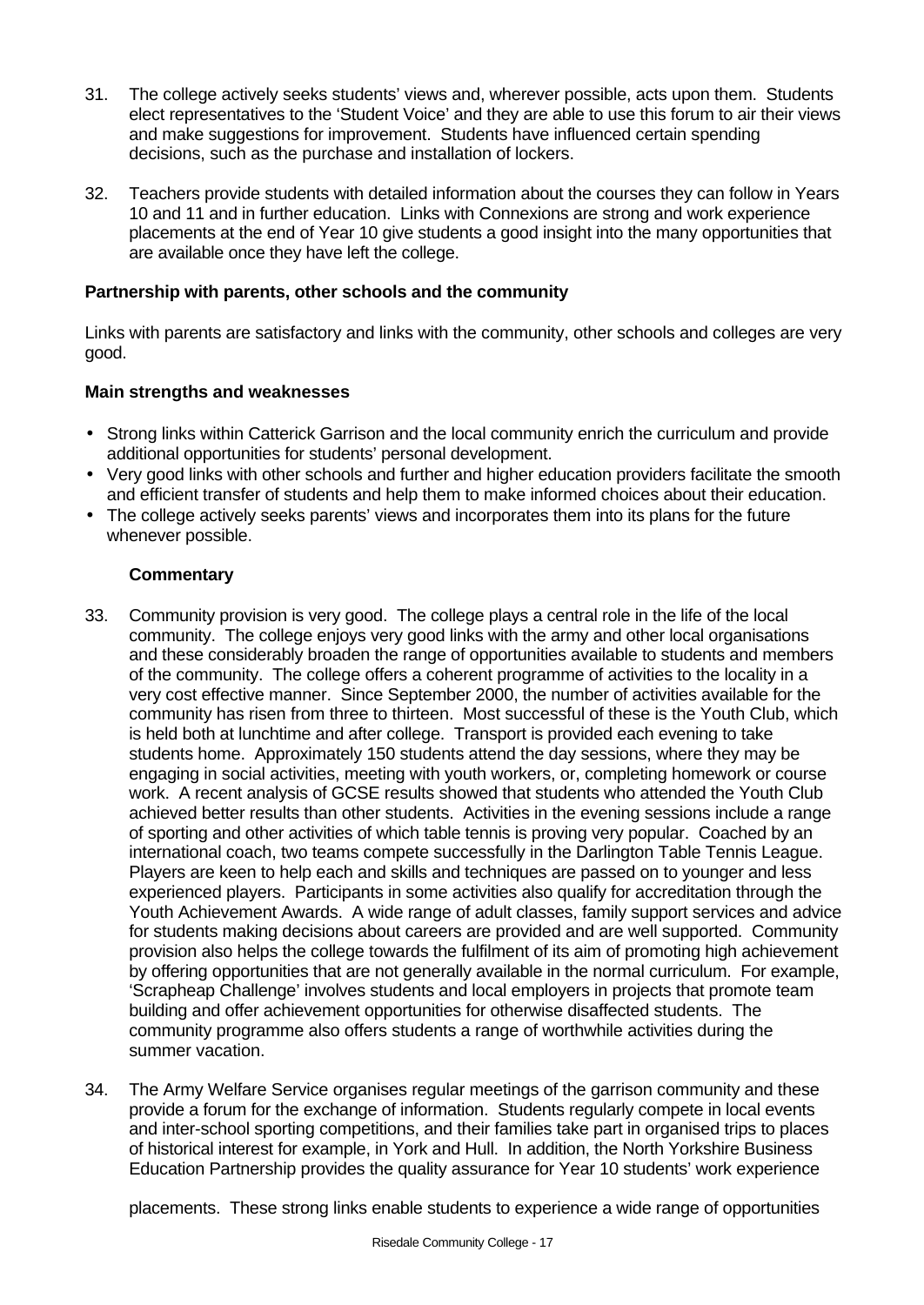31. The college actively seeks students' views and, wherever possible, acts upon them. Students elect representatives to the 'Student Voice' and they are able to use this forum to air their views and make suggestions for improvement. Students have influenced certain spending decisions, such as the purchase and installation of lockers.

32. Teachers provide students with detailed information about the courses they can follow in Years 10 and 11 and in further education. Links with Connexions are strong and work experience placements at the end of Year 10 give students a good insight into the many opportunities that are available once they have left the college.

**Partnership with parents, other schools and the community**

Links with parents are satisfactory and links with the community, other schools and colleges are very good.

**Main strengths and weaknesses**

- Strong links within Catterick Garrison and the local community enrich the curriculum and provide additional opportunities for students' personal development.
- Very good links with other schools and further and higher education providers facilitate the smooth and efficient transfer of students and help them to make informed choices about their education.
- The college actively seeks parents' views and incorporates them into its plans for the future whenever possible.

**Commentary**

33. Community provision is very good. The college plays a central role in the life of the local community. The college enjoys very good links with the army and other local organisations and these considerably broaden the range of opportunities available to students and members of the community. The college offers a coherent programme of activities to the locality in a very cost effective manner. Since September 2000, the number of activities available for the community has risen from three to thirteen. Most successful of these is the Youth Club, which is held both at lunchtime and after college. Transport is provided each evening to take students home. Approximately 150 students attend the day sessions, where they may be engaging in social activities, meeting with youth workers, or, completing homework or course work. A recent analysis of GCSE results showed that students who attended the Youth Club achieved better results than other students. Activities in the evening sessions include a range of sporting and other activities of which table tennis is proving very popular. Coached by an international coach, two teams compete successfully in the Darlington Table Tennis League. Players are keen to help each and skills and techniques are passed on to younger and less experienced players. Participants in some activities also qualify for accreditation through the Youth Achievement Awards. A wide range of adult classes, family support services and advice for students making decisions about careers are provided and are well supported. Community provision also helps the college towards the fulfilment of its aim of promoting high achievement by offering opportunities that are not generally available in the normal curriculum. For example, 'Scrapheap Challenge' involves students and local employers in projects that promote team building and offer achievement opportunities for otherwise disaffected students. The community programme also offers students a range of worthwhile activities during the summer vacation.

34. The Army Welfare Service organises regular meetings of the garrison community and these provide a forum for the exchange of information. Students regularly compete in local events and inter-school sporting competitions, and their families take part in organised trips to places of historical interest for example, in York and Hull. In addition, the North Yorkshire Business Education Partnership provides the quality assurance for Year 10 students' work experience placements. These strong links enable students to experience a wide range of opportunities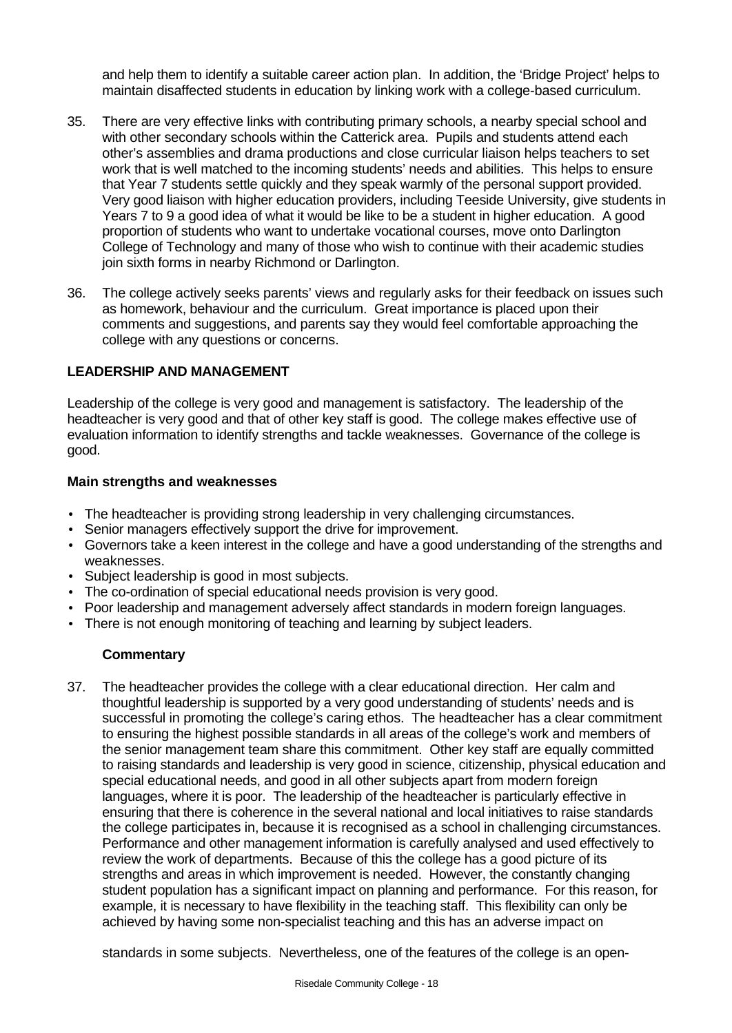and help them to identify a suitable career action plan. In addition, the 'Bridge Project' helps to maintain disaffected students in education by linking work with a college-based curriculum.

35. There are very effective links with contributing primary schools, a nearby special school and with other secondary schools within the Catterick area. Pupils and students attend each other's assemblies and drama productions and close curricular liaison helps teachers to set work that is well matched to the incoming students' needs and abilities. This helps to ensure that Year 7 students settle quickly and they speak warmly of the personal support provided. Very good liaison with higher education providers, including Teeside University, give students in Years 7 to 9 a good idea of what it would be like to be a student in higher education. A good proportion of students who want to undertake vocational courses, move onto Darlington College of Technology and many of those who wish to continue with their academic studies join sixth forms in nearby Richmond or Darlington.

36. The college actively seeks parents' views and regularly asks for their feedback on issues such as homework, behaviour and the curriculum. Great importance is placed upon their comments and suggestions, and parents say they would feel comfortable approaching the college with any questions or concerns.

## LEADERSHIP AND MANAGEMENT

Leadership of the college is very good and management is satisfactory. The leadership of the headteacher is very good and that of other key staff is good. The college makes effective use of evaluation information to identify strengths and tackle weaknesses. Governance of the college is good.

### Main strengths and weaknesses

- The headteacher is providing strong leadership in very challenging circumstances.
- Senior managers effectively support the drive for improvement.
- Governors take a keen interest in the college and have a good understanding of the strengths and weaknesses.
- Subject leadership is good in most subjects.
- The co-ordination of special educational needs provision is very good.
- Poor leadership and management adversely affect standards in modern foreign languages.
- There is not enough monitoring of teaching and learning by subject leaders.

### Commentary

37. The headteacher provides the college with a clear educational direction. Her calm and thoughtful leadership is supported by a very good understanding of students' needs and is successful in promoting the college's caring ethos. The headteacher has a clear commitment to ensuring the highest possible standards in all areas of the college's work and members of the senior management team share this commitment. Other key staff are equally committed to raising standards and leadership is very good in science, citizenship, physical education and special educational needs, and good in all other subjects apart from modern foreign languages, where it is poor. The leadership of the headteacher is particularly effective in ensuring that there is coherence in the several national and local initiatives to raise standards the college participates in, because it is recognised as a school in challenging circumstances. Performance and other management information is carefully analysed and used effectively to review the work of departments. Because of this the college has a good picture of its strengths and areas in which improvement is needed. However, the constantly changing student population has a significant impact on planning and performance. For this reason, for example, it is necessary to have flexibility in the teaching staff. This flexibility can only be achieved by having some non-specialist teaching and this has an adverse impact on standards in some subjects. Nevertheless, one of the features of the college is an open-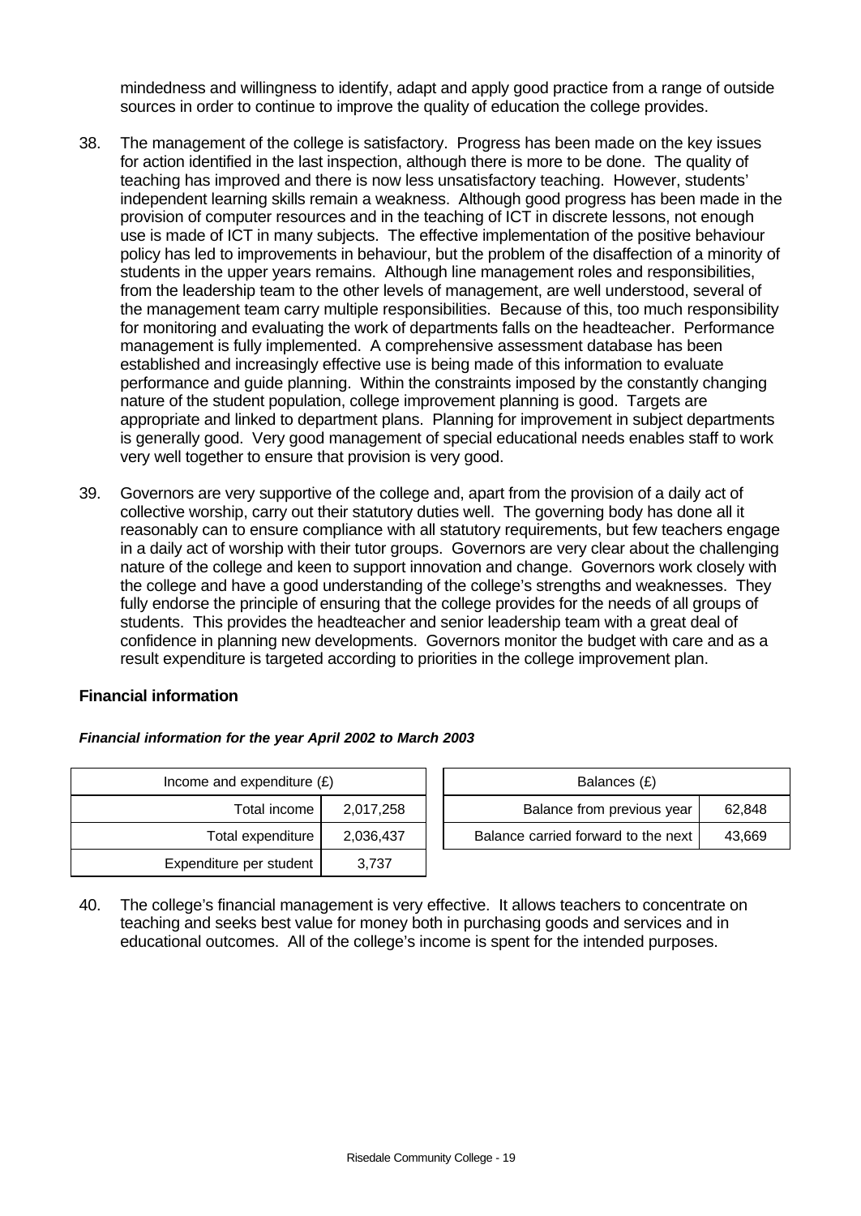mindedness and willingness to identify, adapt and apply good practice from a range of outside sources in order to continue to improve the quality of education the college provides.

38. The management of the college is satisfactory. Progress has been made on the key issues for action identified in the last inspection, although there is more to be done. The quality of teaching has improved and there is now less unsatisfactory teaching. However, students' independent learning skills remain a weakness. Although good progress has been made in the provision of computer resources and in the teaching of ICT in discrete lessons, not enough use is made of ICT in many subjects. The effective implementation of the positive behaviour policy has led to improvements in behaviour, but the problem of the disaffection of a minority of students in the upper years remains. Although line management roles and responsibilities, from the leadership team to the other levels of management, are well understood, several of the management team carry multiple responsibilities. Because of this, too much responsibility for monitoring and evaluating the work of departments falls on the headteacher. Performance management is fully implemented. A comprehensive assessment database has been established and increasingly effective use is being made of this information to evaluate performance and guide planning. Within the constraints imposed by the constantly changing nature of the student population, college improvement planning is good. Targets are appropriate and linked to department plans. Planning for improvement in subject departments is generally good. Very good management of special educational needs enables staff to work very well together to ensure that provision is very good.

39. Governors are very supportive of the college and, apart from the provision of a daily act of collective worship, carry out their statutory duties well. The governing body has done all it reasonably can to ensure compliance with all statutory requirements, but few teachers engage in a daily act of worship with their tutor groups. Governors are very clear about the challenging nature of the college and keen to support innovation and change. Governors work closely with the college and have a good understanding of the college's strengths and weaknesses. They fully endorse the principle of ensuring that the college provides for the needs of all groups of students. This provides the headteacher and senior leadership team with a great deal of confidence in planning new developments. Governors monitor the budget with care and as a result expenditure is targeted according to priorities in the college improvement plan.

**Financial information**

***Financial information for the year April 2002 to March 2003***

| Income and expenditure (£) | |
|---|---|
| Total income | 2,017,258 |
| Total expenditure | 2,036,437 |
| Expenditure per student | 3,737 |

| Balances (£) | |
|---|---|
| Balance from previous year | 62,848 |
| Balance carried forward to the next | 43,669 |

40. The college's financial management is very effective. It allows teachers to concentrate on teaching and seeks best value for money both in purchasing goods and services and in educational outcomes. All of the college's income is spent for the intended purposes.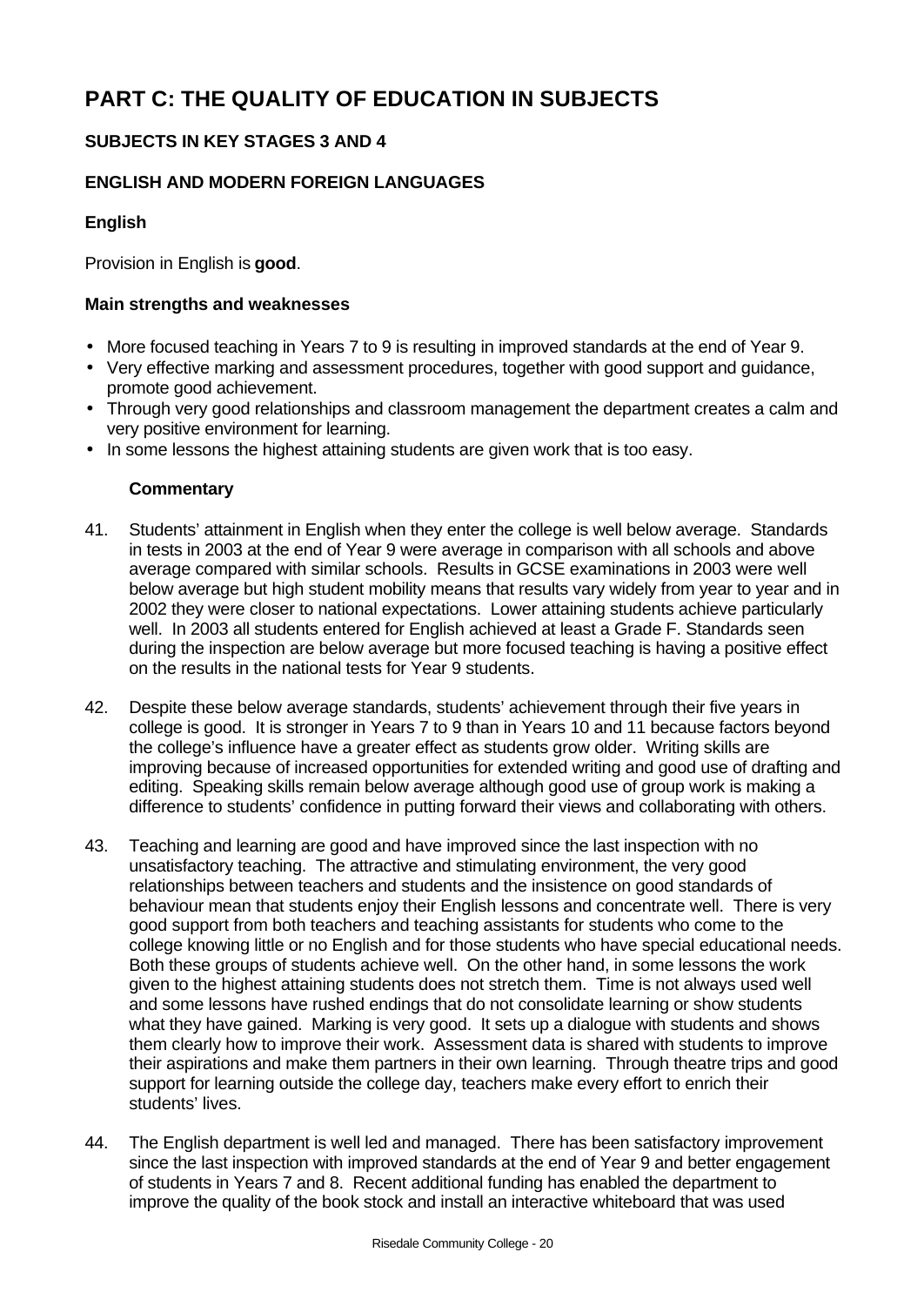# PART C: THE QUALITY OF EDUCATION IN SUBJECTS

## SUBJECTS IN KEY STAGES 3 AND 4

## ENGLISH AND MODERN FOREIGN LANGUAGES

### English

Provision in English is **good**.

#### Main strengths and weaknesses

- More focused teaching in Years 7 to 9 is resulting in improved standards at the end of Year 9.
- Very effective marking and assessment procedures, together with good support and guidance, promote good achievement.
- Through very good relationships and classroom management the department creates a calm and very positive environment for learning.
- In some lessons the highest attaining students are given work that is too easy.

#### Commentary

41. Students' attainment in English when they enter the college is well below average. Standards in tests in 2003 at the end of Year 9 were average in comparison with all schools and above average compared with similar schools. Results in GCSE examinations in 2003 were well below average but high student mobility means that results vary widely from year to year and in 2002 they were closer to national expectations. Lower attaining students achieve particularly well. In 2003 all students entered for English achieved at least a Grade F. Standards seen during the inspection are below average but more focused teaching is having a positive effect on the results in the national tests for Year 9 students.

42. Despite these below average standards, students' achievement through their five years in college is good. It is stronger in Years 7 to 9 than in Years 10 and 11 because factors beyond the college's influence have a greater effect as students grow older. Writing skills are improving because of increased opportunities for extended writing and good use of drafting and editing. Speaking skills remain below average although good use of group work is making a difference to students' confidence in putting forward their views and collaborating with others.

43. Teaching and learning are good and have improved since the last inspection with no unsatisfactory teaching. The attractive and stimulating environment, the very good relationships between teachers and students and the insistence on good standards of behaviour mean that students enjoy their English lessons and concentrate well. There is very good support from both teachers and teaching assistants for students who come to the college knowing little or no English and for those students who have special educational needs. Both these groups of students achieve well. On the other hand, in some lessons the work given to the highest attaining students does not stretch them. Time is not always used well and some lessons have rushed endings that do not consolidate learning or show students what they have gained. Marking is very good. It sets up a dialogue with students and shows them clearly how to improve their work. Assessment data is shared with students to improve their aspirations and make them partners in their own learning. Through theatre trips and good support for learning outside the college day, teachers make every effort to enrich their students' lives.

44. The English department is well led and managed. There has been satisfactory improvement since the last inspection with improved standards at the end of Year 9 and better engagement of students in Years 7 and 8. Recent additional funding has enabled the department to improve the quality of the book stock and install an interactive whiteboard that was used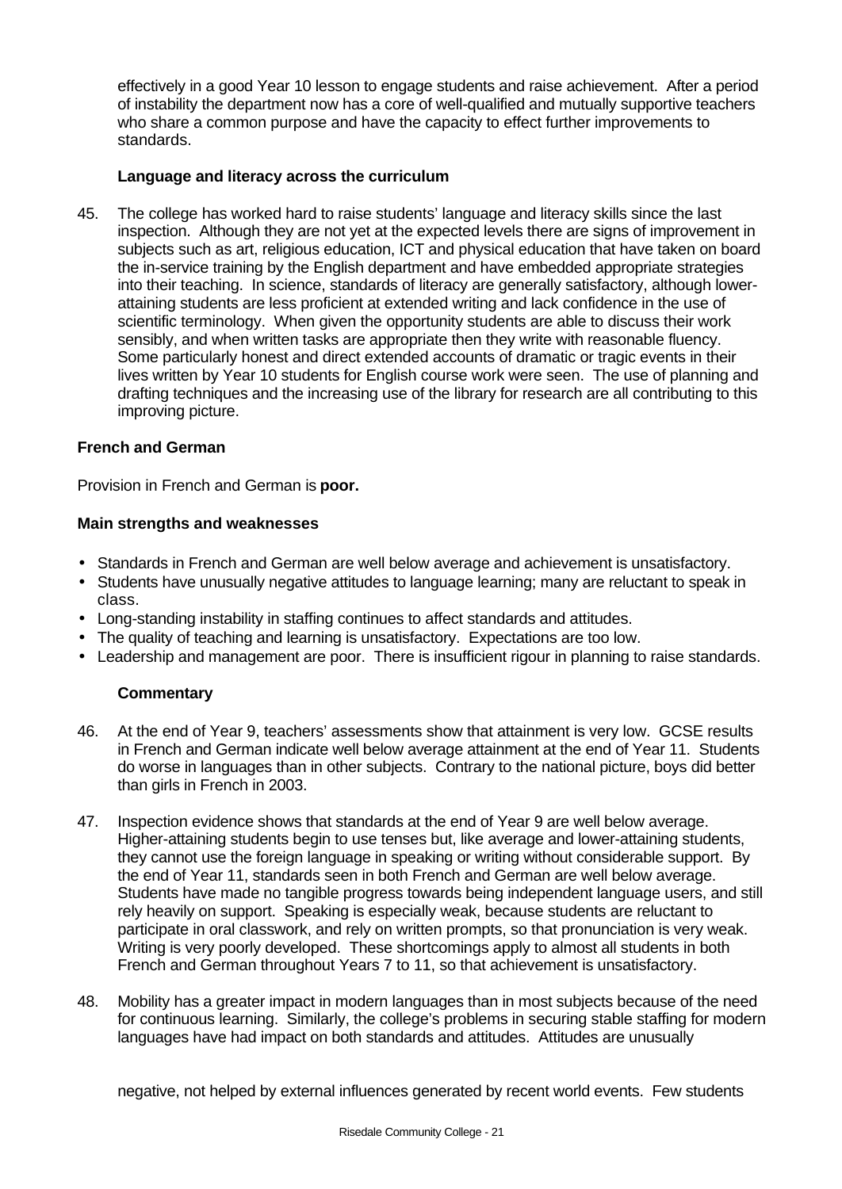effectively in a good Year 10 lesson to engage students and raise achievement. After a period of instability the department now has a core of well-qualified and mutually supportive teachers who share a common purpose and have the capacity to effect further improvements to standards.

### Language and literacy across the curriculum

45. The college has worked hard to raise students' language and literacy skills since the last inspection. Although they are not yet at the expected levels there are signs of improvement in subjects such as art, religious education, ICT and physical education that have taken on board the in-service training by the English department and have embedded appropriate strategies into their teaching. In science, standards of literacy are generally satisfactory, although lower-attaining students are less proficient at extended writing and lack confidence in the use of scientific terminology. When given the opportunity students are able to discuss their work sensibly, and when written tasks are appropriate then they write with reasonable fluency. Some particularly honest and direct extended accounts of dramatic or tragic events in their lives written by Year 10 students for English course work were seen. The use of planning and drafting techniques and the increasing use of the library for research are all contributing to this improving picture.

## French and German

Provision in French and German is **poor.**

### Main strengths and weaknesses

- Standards in French and German are well below average and achievement is unsatisfactory.
- Students have unusually negative attitudes to language learning; many are reluctant to speak in class.
- Long-standing instability in staffing continues to affect standards and attitudes.
- The quality of teaching and learning is unsatisfactory. Expectations are too low.
- Leadership and management are poor. There is insufficient rigour in planning to raise standards.

### Commentary

46. At the end of Year 9, teachers' assessments show that attainment is very low. GCSE results in French and German indicate well below average attainment at the end of Year 11. Students do worse in languages than in other subjects. Contrary to the national picture, boys did better than girls in French in 2003.

47. Inspection evidence shows that standards at the end of Year 9 are well below average. Higher-attaining students begin to use tenses but, like average and lower-attaining students, they cannot use the foreign language in speaking or writing without considerable support. By the end of Year 11, standards seen in both French and German are well below average. Students have made no tangible progress towards being independent language users, and still rely heavily on support. Speaking is especially weak, because students are reluctant to participate in oral classwork, and rely on written prompts, so that pronunciation is very weak. Writing is very poorly developed. These shortcomings apply to almost all students in both French and German throughout Years 7 to 11, so that achievement is unsatisfactory.

48. Mobility has a greater impact in modern languages than in most subjects because of the need for continuous learning. Similarly, the college's problems in securing stable staffing for modern languages have had impact on both standards and attitudes. Attitudes are unusually negative, not helped by external influences generated by recent world events. Few students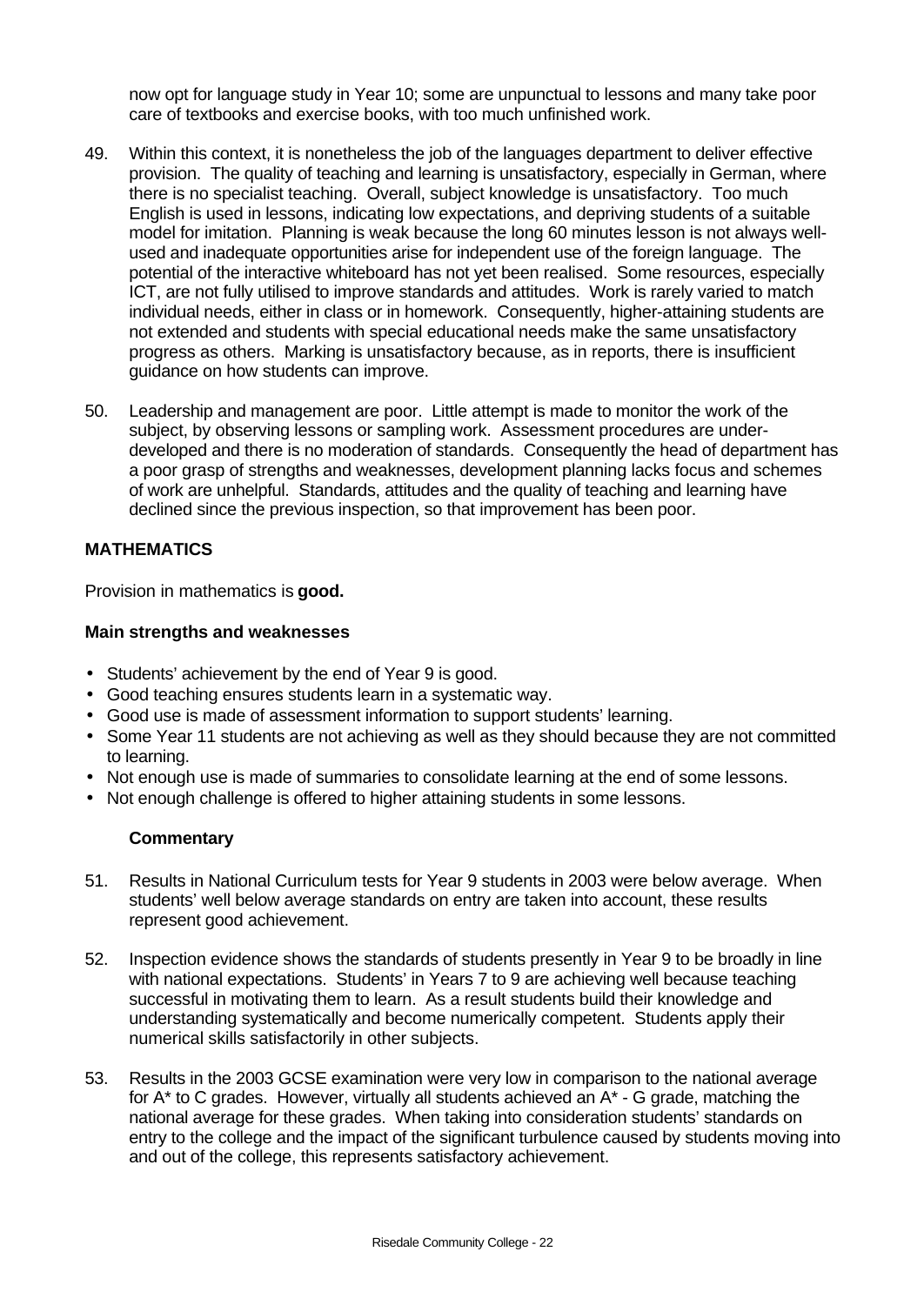now opt for language study in Year 10; some are unpunctual to lessons and many take poor care of textbooks and exercise books, with too much unfinished work.

49. Within this context, it is nonetheless the job of the languages department to deliver effective provision. The quality of teaching and learning is unsatisfactory, especially in German, where there is no specialist teaching. Overall, subject knowledge is unsatisfactory. Too much English is used in lessons, indicating low expectations, and depriving students of a suitable model for imitation. Planning is weak because the long 60 minutes lesson is not always well-used and inadequate opportunities arise for independent use of the foreign language. The potential of the interactive whiteboard has not yet been realised. Some resources, especially ICT, are not fully utilised to improve standards and attitudes. Work is rarely varied to match individual needs, either in class or in homework. Consequently, higher-attaining students are not extended and students with special educational needs make the same unsatisfactory progress as others. Marking is unsatisfactory because, as in reports, there is insufficient guidance on how students can improve.

50. Leadership and management are poor. Little attempt is made to monitor the work of the subject, by observing lessons or sampling work. Assessment procedures are under-developed and there is no moderation of standards. Consequently the head of department has a poor grasp of strengths and weaknesses, development planning lacks focus and schemes of work are unhelpful. Standards, attitudes and the quality of teaching and learning have declined since the previous inspection, so that improvement has been poor.

## MATHEMATICS

Provision in mathematics is **good.**

### Main strengths and weaknesses

- Students' achievement by the end of Year 9 is good.
- Good teaching ensures students learn in a systematic way.
- Good use is made of assessment information to support students' learning.
- Some Year 11 students are not achieving as well as they should because they are not committed to learning.
- Not enough use is made of summaries to consolidate learning at the end of some lessons.
- Not enough challenge is offered to higher attaining students in some lessons.

### Commentary

51. Results in National Curriculum tests for Year 9 students in 2003 were below average. When students' well below average standards on entry are taken into account, these results represent good achievement.

52. Inspection evidence shows the standards of students presently in Year 9 to be broadly in line with national expectations. Students' in Years 7 to 9 are achieving well because teaching successful in motivating them to learn. As a result students build their knowledge and understanding systematically and become numerically competent. Students apply their numerical skills satisfactorily in other subjects.

53. Results in the 2003 GCSE examination were very low in comparison to the national average for A* to C grades. However, virtually all students achieved an A* - G grade, matching the national average for these grades. When taking into consideration students' standards on entry to the college and the impact of the significant turbulence caused by students moving into and out of the college, this represents satisfactory achievement.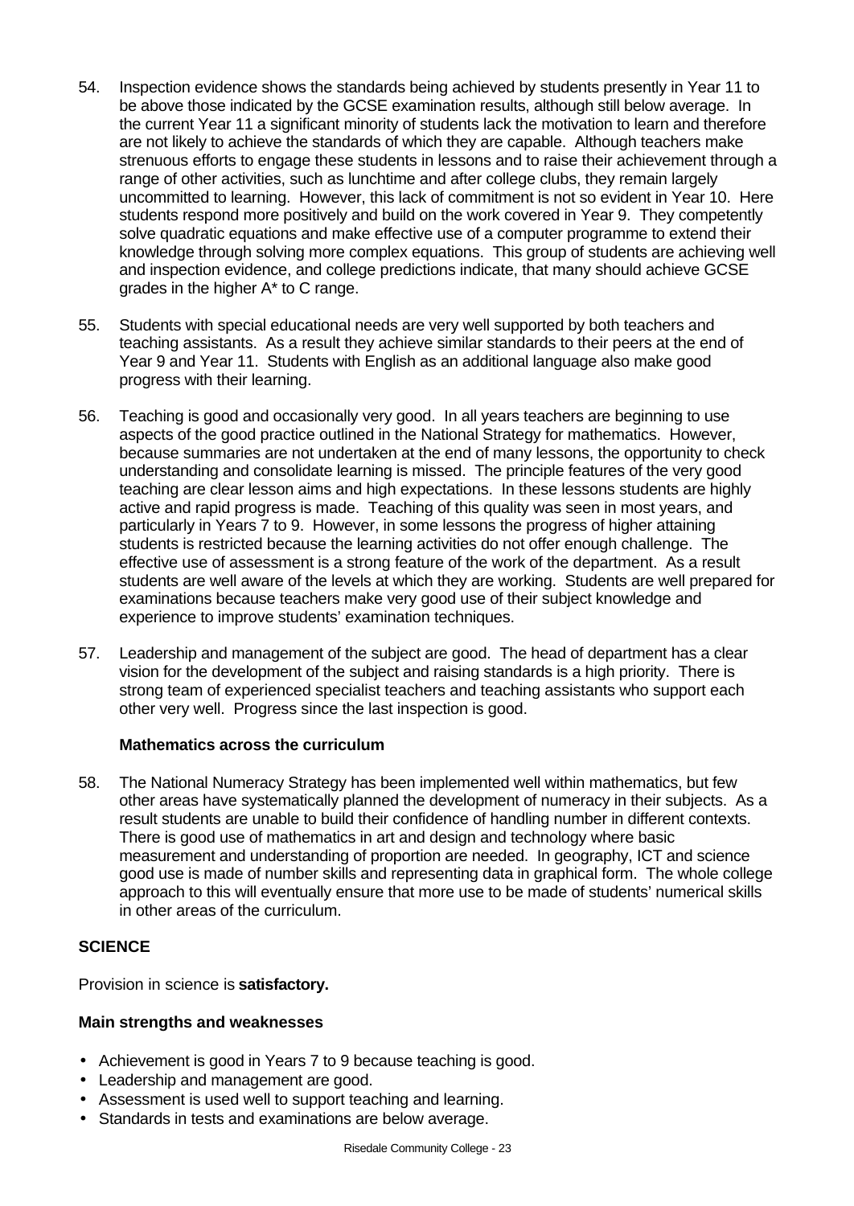54. Inspection evidence shows the standards being achieved by students presently in Year 11 to be above those indicated by the GCSE examination results, although still below average. In the current Year 11 a significant minority of students lack the motivation to learn and therefore are not likely to achieve the standards of which they are capable. Although teachers make strenuous efforts to engage these students in lessons and to raise their achievement through a range of other activities, such as lunchtime and after college clubs, they remain largely uncommitted to learning. However, this lack of commitment is not so evident in Year 10. Here students respond more positively and build on the work covered in Year 9. They competently solve quadratic equations and make effective use of a computer programme to extend their knowledge through solving more complex equations. This group of students are achieving well and inspection evidence, and college predictions indicate, that many should achieve GCSE grades in the higher A* to C range.

55. Students with special educational needs are very well supported by both teachers and teaching assistants. As a result they achieve similar standards to their peers at the end of Year 9 and Year 11. Students with English as an additional language also make good progress with their learning.

56. Teaching is good and occasionally very good. In all years teachers are beginning to use aspects of the good practice outlined in the National Strategy for mathematics. However, because summaries are not undertaken at the end of many lessons, the opportunity to check understanding and consolidate learning is missed. The principle features of the very good teaching are clear lesson aims and high expectations. In these lessons students are highly active and rapid progress is made. Teaching of this quality was seen in most years, and particularly in Years 7 to 9. However, in some lessons the progress of higher attaining students is restricted because the learning activities do not offer enough challenge. The effective use of assessment is a strong feature of the work of the department. As a result students are well aware of the levels at which they are working. Students are well prepared for examinations because teachers make very good use of their subject knowledge and experience to improve students' examination techniques.

57. Leadership and management of the subject are good. The head of department has a clear vision for the development of the subject and raising standards is a high priority. There is strong team of experienced specialist teachers and teaching assistants who support each other very well. Progress since the last inspection is good.

### Mathematics across the curriculum

58. The National Numeracy Strategy has been implemented well within mathematics, but few other areas have systematically planned the development of numeracy in their subjects. As a result students are unable to build their confidence of handling number in different contexts. There is good use of mathematics in art and design and technology where basic measurement and understanding of proportion are needed. In geography, ICT and science good use is made of number skills and representing data in graphical form. The whole college approach to this will eventually ensure that more use to be made of students' numerical skills in other areas of the curriculum.

## SCIENCE

Provision in science is **satisfactory.**

### Main strengths and weaknesses

- Achievement is good in Years 7 to 9 because teaching is good.
- Leadership and management are good.
- Assessment is used well to support teaching and learning.
- Standards in tests and examinations are below average.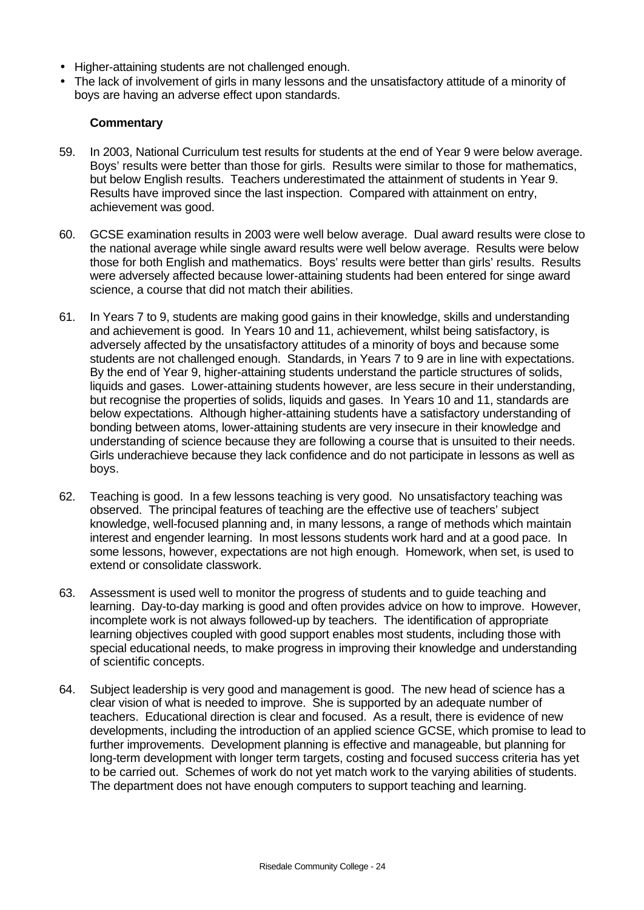- Higher-attaining students are not challenged enough.
- The lack of involvement of girls in many lessons and the unsatisfactory attitude of a minority of boys are having an adverse effect upon standards.

**Commentary**

59. In 2003, National Curriculum test results for students at the end of Year 9 were below average. Boys' results were better than those for girls. Results were similar to those for mathematics, but below English results. Teachers underestimated the attainment of students in Year 9. Results have improved since the last inspection. Compared with attainment on entry, achievement was good.

60. GCSE examination results in 2003 were well below average. Dual award results were close to the national average while single award results were well below average. Results were below those for both English and mathematics. Boys' results were better than girls' results. Results were adversely affected because lower-attaining students had been entered for singe award science, a course that did not match their abilities.

61. In Years 7 to 9, students are making good gains in their knowledge, skills and understanding and achievement is good. In Years 10 and 11, achievement, whilst being satisfactory, is adversely affected by the unsatisfactory attitudes of a minority of boys and because some students are not challenged enough. Standards, in Years 7 to 9 are in line with expectations. By the end of Year 9, higher-attaining students understand the particle structures of solids, liquids and gases. Lower-attaining students however, are less secure in their understanding, but recognise the properties of solids, liquids and gases. In Years 10 and 11, standards are below expectations. Although higher-attaining students have a satisfactory understanding of bonding between atoms, lower-attaining students are very insecure in their knowledge and understanding of science because they are following a course that is unsuited to their needs. Girls underachieve because they lack confidence and do not participate in lessons as well as boys.

62. Teaching is good. In a few lessons teaching is very good. No unsatisfactory teaching was observed. The principal features of teaching are the effective use of teachers' subject knowledge, well-focused planning and, in many lessons, a range of methods which maintain interest and engender learning. In most lessons students work hard and at a good pace. In some lessons, however, expectations are not high enough. Homework, when set, is used to extend or consolidate classwork.

63. Assessment is used well to monitor the progress of students and to guide teaching and learning. Day-to-day marking is good and often provides advice on how to improve. However, incomplete work is not always followed-up by teachers. The identification of appropriate learning objectives coupled with good support enables most students, including those with special educational needs, to make progress in improving their knowledge and understanding of scientific concepts.

64. Subject leadership is very good and management is good. The new head of science has a clear vision of what is needed to improve. She is supported by an adequate number of teachers. Educational direction is clear and focused. As a result, there is evidence of new developments, including the introduction of an applied science GCSE, which promise to lead to further improvements. Development planning is effective and manageable, but planning for long-term development with longer term targets, costing and focused success criteria has yet to be carried out. Schemes of work do not yet match work to the varying abilities of students. The department does not have enough computers to support teaching and learning.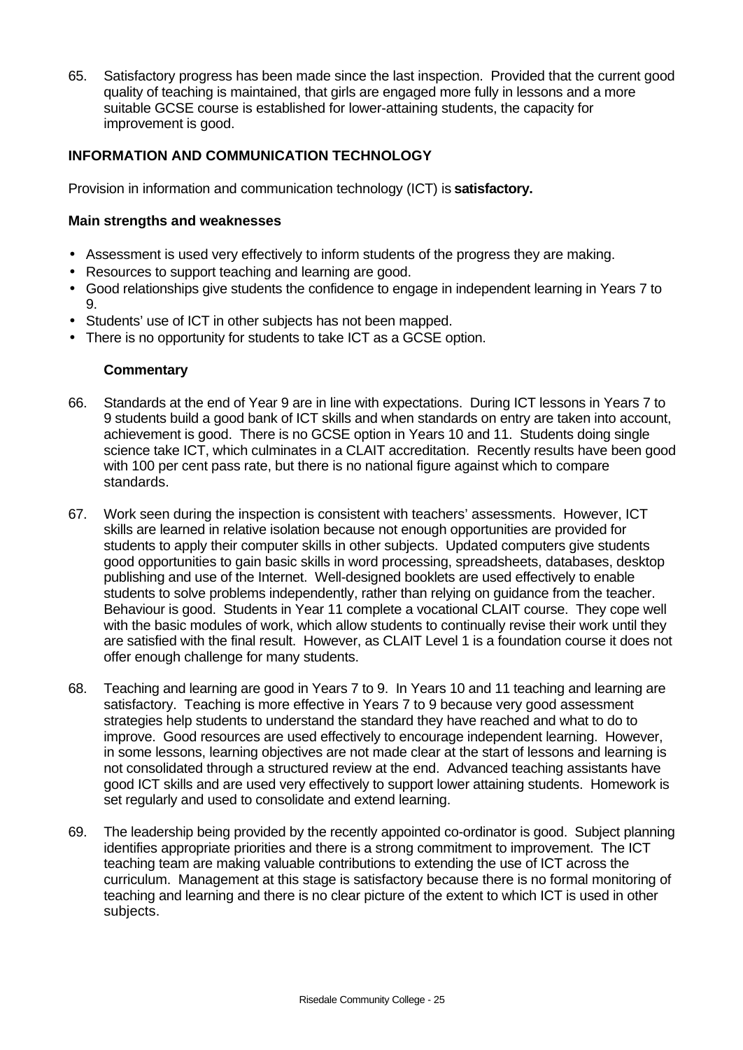65. Satisfactory progress has been made since the last inspection. Provided that the current good quality of teaching is maintained, that girls are engaged more fully in lessons and a more suitable GCSE course is established for lower-attaining students, the capacity for improvement is good.

## INFORMATION AND COMMUNICATION TECHNOLOGY

Provision in information and communication technology (ICT) is **satisfactory.**

### Main strengths and weaknesses

- Assessment is used very effectively to inform students of the progress they are making.
- Resources to support teaching and learning are good.
- Good relationships give students the confidence to engage in independent learning in Years 7 to 9.
- Students' use of ICT in other subjects has not been mapped.
- There is no opportunity for students to take ICT as a GCSE option.

### Commentary

66. Standards at the end of Year 9 are in line with expectations. During ICT lessons in Years 7 to 9 students build a good bank of ICT skills and when standards on entry are taken into account, achievement is good. There is no GCSE option in Years 10 and 11. Students doing single science take ICT, which culminates in a CLAIT accreditation. Recently results have been good with 100 per cent pass rate, but there is no national figure against which to compare standards.

67. Work seen during the inspection is consistent with teachers' assessments. However, ICT skills are learned in relative isolation because not enough opportunities are provided for students to apply their computer skills in other subjects. Updated computers give students good opportunities to gain basic skills in word processing, spreadsheets, databases, desktop publishing and use of the Internet. Well-designed booklets are used effectively to enable students to solve problems independently, rather than relying on guidance from the teacher. Behaviour is good. Students in Year 11 complete a vocational CLAIT course. They cope well with the basic modules of work, which allow students to continually revise their work until they are satisfied with the final result. However, as CLAIT Level 1 is a foundation course it does not offer enough challenge for many students.

68. Teaching and learning are good in Years 7 to 9. In Years 10 and 11 teaching and learning are satisfactory. Teaching is more effective in Years 7 to 9 because very good assessment strategies help students to understand the standard they have reached and what to do to improve. Good resources are used effectively to encourage independent learning. However, in some lessons, learning objectives are not made clear at the start of lessons and learning is not consolidated through a structured review at the end. Advanced teaching assistants have good ICT skills and are used very effectively to support lower attaining students. Homework is set regularly and used to consolidate and extend learning.

69. The leadership being provided by the recently appointed co-ordinator is good. Subject planning identifies appropriate priorities and there is a strong commitment to improvement. The ICT teaching team are making valuable contributions to extending the use of ICT across the curriculum. Management at this stage is satisfactory because there is no formal monitoring of teaching and learning and there is no clear picture of the extent to which ICT is used in other subjects.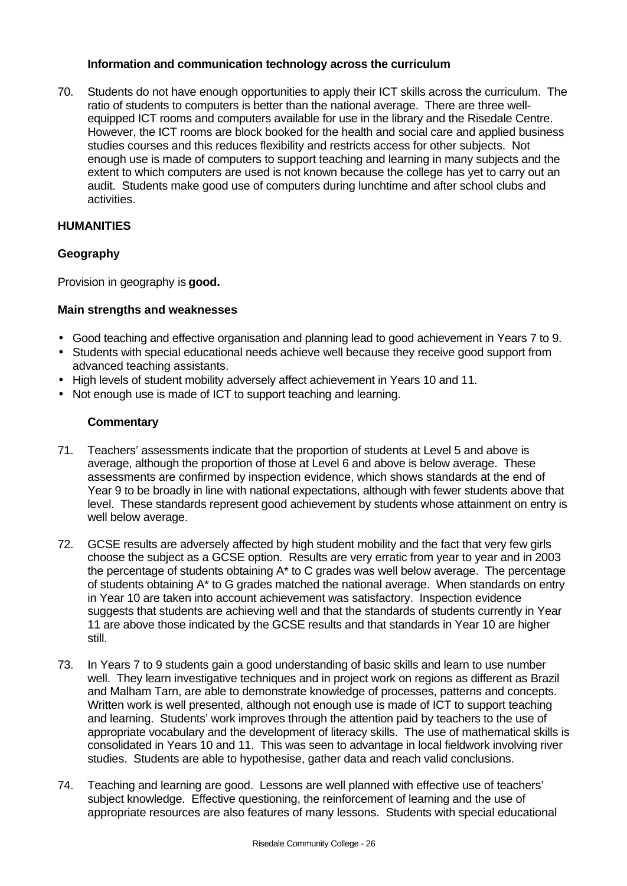### Information and communication technology across the curriculum

70. Students do not have enough opportunities to apply their ICT skills across the curriculum. The ratio of students to computers is better than the national average. There are three well-equipped ICT rooms and computers available for use in the library and the Risedale Centre. However, the ICT rooms are block booked for the health and social care and applied business studies courses and this reduces flexibility and restricts access for other subjects. Not enough use is made of computers to support teaching and learning in many subjects and the extent to which computers are used is not known because the college has yet to carry out an audit. Students make good use of computers during lunchtime and after school clubs and activities.

## HUMANITIES

### Geography

Provision in geography is **good.**

### Main strengths and weaknesses

- Good teaching and effective organisation and planning lead to good achievement in Years 7 to 9.
- Students with special educational needs achieve well because they receive good support from advanced teaching assistants.
- High levels of student mobility adversely affect achievement in Years 10 and 11.
- Not enough use is made of ICT to support teaching and learning.

#### Commentary

71. Teachers' assessments indicate that the proportion of students at Level 5 and above is average, although the proportion of those at Level 6 and above is below average. These assessments are confirmed by inspection evidence, which shows standards at the end of Year 9 to be broadly in line with national expectations, although with fewer students above that level. These standards represent good achievement by students whose attainment on entry is well below average.

72. GCSE results are adversely affected by high student mobility and the fact that very few girls choose the subject as a GCSE option. Results are very erratic from year to year and in 2003 the percentage of students obtaining A* to C grades was well below average. The percentage of students obtaining A* to G grades matched the national average. When standards on entry in Year 10 are taken into account achievement was satisfactory. Inspection evidence suggests that students are achieving well and that the standards of students currently in Year 11 are above those indicated by the GCSE results and that standards in Year 10 are higher still.

73. In Years 7 to 9 students gain a good understanding of basic skills and learn to use number well. They learn investigative techniques and in project work on regions as different as Brazil and Malham Tarn, are able to demonstrate knowledge of processes, patterns and concepts. Written work is well presented, although not enough use is made of ICT to support teaching and learning. Students' work improves through the attention paid by teachers to the use of appropriate vocabulary and the development of literacy skills. The use of mathematical skills is consolidated in Years 10 and 11. This was seen to advantage in local fieldwork involving river studies. Students are able to hypothesise, gather data and reach valid conclusions.

74. Teaching and learning are good. Lessons are well planned with effective use of teachers' subject knowledge. Effective questioning, the reinforcement of learning and the use of appropriate resources are also features of many lessons. Students with special educational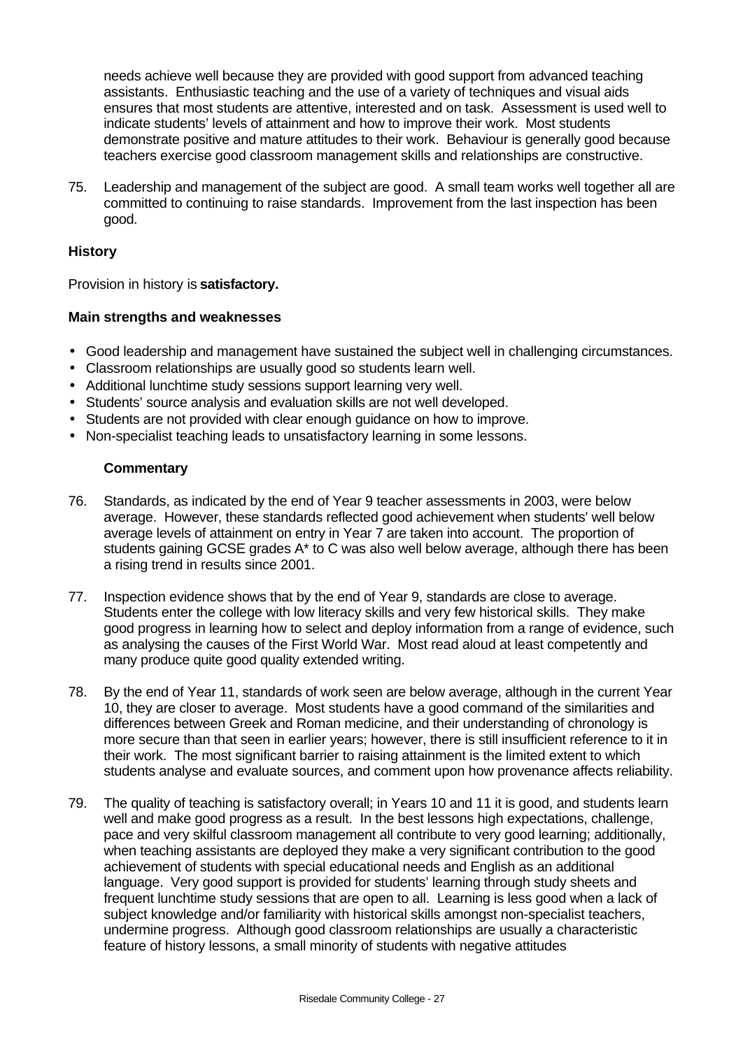needs achieve well because they are provided with good support from advanced teaching assistants. Enthusiastic teaching and the use of a variety of techniques and visual aids ensures that most students are attentive, interested and on task. Assessment is used well to indicate students' levels of attainment and how to improve their work. Most students demonstrate positive and mature attitudes to their work. Behaviour is generally good because teachers exercise good classroom management skills and relationships are constructive.

75. Leadership and management of the subject are good. A small team works well together all are committed to continuing to raise standards. Improvement from the last inspection has been good.

**History**

Provision in history is **satisfactory.**

**Main strengths and weaknesses**

- Good leadership and management have sustained the subject well in challenging circumstances.
- Classroom relationships are usually good so students learn well.
- Additional lunchtime study sessions support learning very well.
- Students' source analysis and evaluation skills are not well developed.
- Students are not provided with clear enough guidance on how to improve.
- Non-specialist teaching leads to unsatisfactory learning in some lessons.

**Commentary**

76. Standards, as indicated by the end of Year 9 teacher assessments in 2003, were below average. However, these standards reflected good achievement when students' well below average levels of attainment on entry in Year 7 are taken into account. The proportion of students gaining GCSE grades A* to C was also well below average, although there has been a rising trend in results since 2001.

77. Inspection evidence shows that by the end of Year 9, standards are close to average. Students enter the college with low literacy skills and very few historical skills. They make good progress in learning how to select and deploy information from a range of evidence, such as analysing the causes of the First World War. Most read aloud at least competently and many produce quite good quality extended writing.

78. By the end of Year 11, standards of work seen are below average, although in the current Year 10, they are closer to average. Most students have a good command of the similarities and differences between Greek and Roman medicine, and their understanding of chronology is more secure than that seen in earlier years; however, there is still insufficient reference to it in their work. The most significant barrier to raising attainment is the limited extent to which students analyse and evaluate sources, and comment upon how provenance affects reliability.

79. The quality of teaching is satisfactory overall; in Years 10 and 11 it is good, and students learn well and make good progress as a result. In the best lessons high expectations, challenge, pace and very skilful classroom management all contribute to very good learning; additionally, when teaching assistants are deployed they make a very significant contribution to the good achievement of students with special educational needs and English as an additional language. Very good support is provided for students' learning through study sheets and frequent lunchtime study sessions that are open to all. Learning is less good when a lack of subject knowledge and/or familiarity with historical skills amongst non-specialist teachers, undermine progress. Although good classroom relationships are usually a characteristic feature of history lessons, a small minority of students with negative attitudes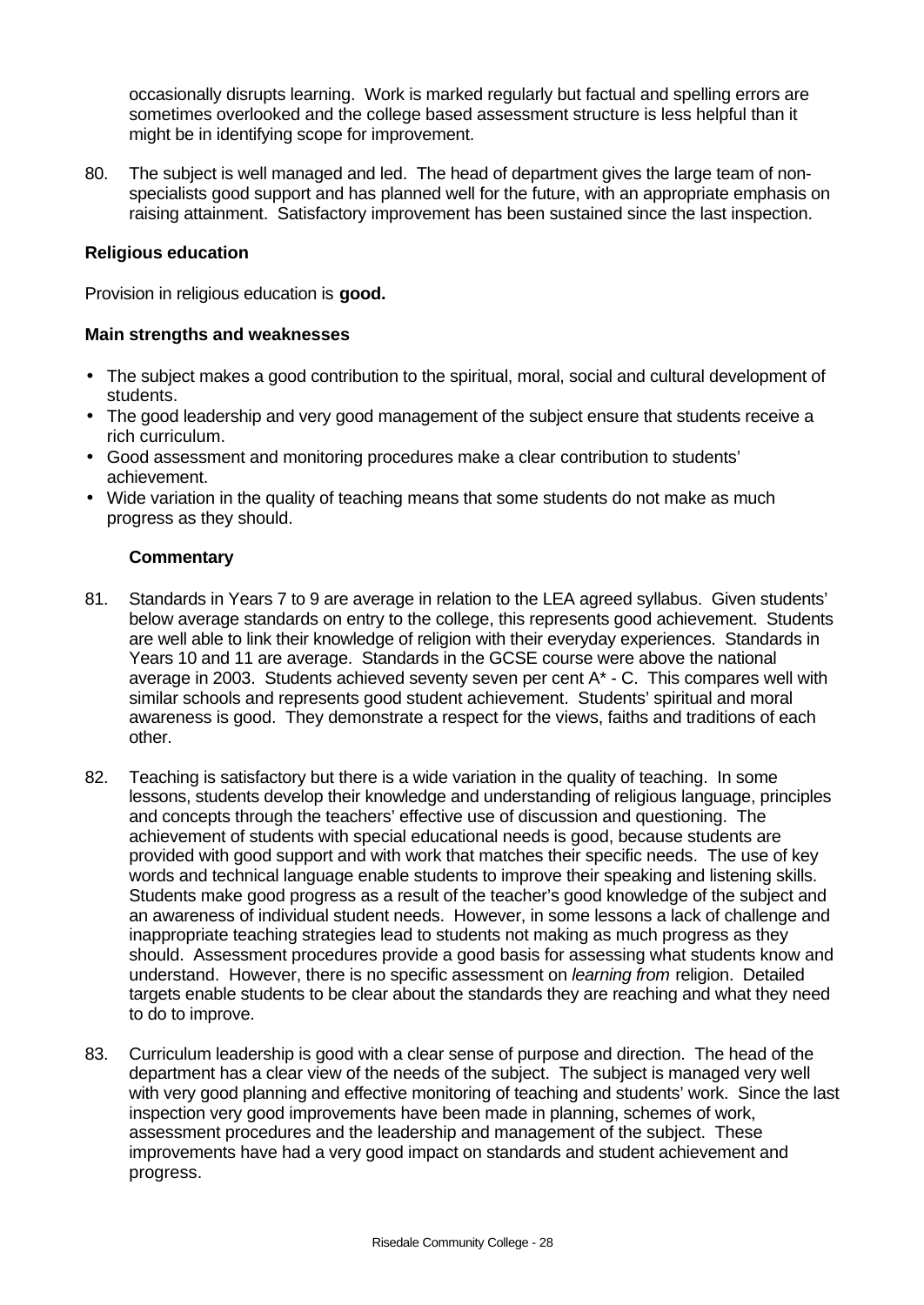occasionally disrupts learning. Work is marked regularly but factual and spelling errors are sometimes overlooked and the college based assessment structure is less helpful than it might be in identifying scope for improvement.

80. The subject is well managed and led. The head of department gives the large team of non-specialists good support and has planned well for the future, with an appropriate emphasis on raising attainment. Satisfactory improvement has been sustained since the last inspection.

**Religious education**

Provision in religious education is **good.**

**Main strengths and weaknesses**

- The subject makes a good contribution to the spiritual, moral, social and cultural development of students.
- The good leadership and very good management of the subject ensure that students receive a rich curriculum.
- Good assessment and monitoring procedures make a clear contribution to students' achievement.
- Wide variation in the quality of teaching means that some students do not make as much progress as they should.

**Commentary**

81. Standards in Years 7 to 9 are average in relation to the LEA agreed syllabus. Given students' below average standards on entry to the college, this represents good achievement. Students are well able to link their knowledge of religion with their everyday experiences. Standards in Years 10 and 11 are average. Standards in the GCSE course were above the national average in 2003. Students achieved seventy seven per cent A* - C. This compares well with similar schools and represents good student achievement. Students' spiritual and moral awareness is good. They demonstrate a respect for the views, faiths and traditions of each other.

82. Teaching is satisfactory but there is a wide variation in the quality of teaching. In some lessons, students develop their knowledge and understanding of religious language, principles and concepts through the teachers' effective use of discussion and questioning. The achievement of students with special educational needs is good, because students are provided with good support and with work that matches their specific needs. The use of key words and technical language enable students to improve their speaking and listening skills. Students make good progress as a result of the teacher's good knowledge of the subject and an awareness of individual student needs. However, in some lessons a lack of challenge and inappropriate teaching strategies lead to students not making as much progress as they should. Assessment procedures provide a good basis for assessing what students know and understand. However, there is no specific assessment on *learning from* religion. Detailed targets enable students to be clear about the standards they are reaching and what they need to do to improve.

83. Curriculum leadership is good with a clear sense of purpose and direction. The head of the department has a clear view of the needs of the subject. The subject is managed very well with very good planning and effective monitoring of teaching and students' work. Since the last inspection very good improvements have been made in planning, schemes of work, assessment procedures and the leadership and management of the subject. These improvements have had a very good impact on standards and student achievement and progress.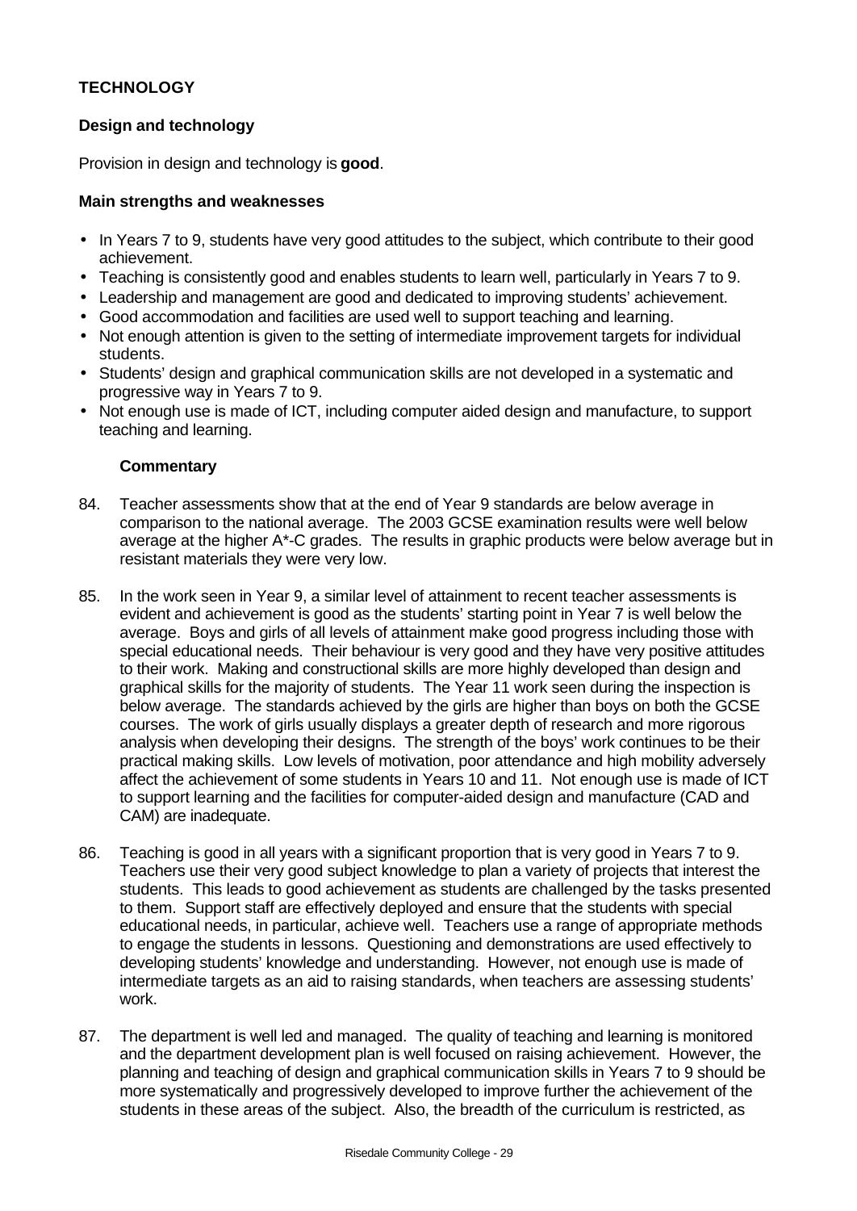## TECHNOLOGY

### Design and technology

Provision in design and technology is **good**.

#### Main strengths and weaknesses

- In Years 7 to 9, students have very good attitudes to the subject, which contribute to their good achievement.
- Teaching is consistently good and enables students to learn well, particularly in Years 7 to 9.
- Leadership and management are good and dedicated to improving students' achievement.
- Good accommodation and facilities are used well to support teaching and learning.
- Not enough attention is given to the setting of intermediate improvement targets for individual students.
- Students' design and graphical communication skills are not developed in a systematic and progressive way in Years 7 to 9.
- Not enough use is made of ICT, including computer aided design and manufacture, to support teaching and learning.

#### Commentary

84. Teacher assessments show that at the end of Year 9 standards are below average in comparison to the national average. The 2003 GCSE examination results were well below average at the higher A*-C grades. The results in graphic products were below average but in resistant materials they were very low.

85. In the work seen in Year 9, a similar level of attainment to recent teacher assessments is evident and achievement is good as the students' starting point in Year 7 is well below the average. Boys and girls of all levels of attainment make good progress including those with special educational needs. Their behaviour is very good and they have very positive attitudes to their work. Making and constructional skills are more highly developed than design and graphical skills for the majority of students. The Year 11 work seen during the inspection is below average. The standards achieved by the girls are higher than boys on both the GCSE courses. The work of girls usually displays a greater depth of research and more rigorous analysis when developing their designs. The strength of the boys' work continues to be their practical making skills. Low levels of motivation, poor attendance and high mobility adversely affect the achievement of some students in Years 10 and 11. Not enough use is made of ICT to support learning and the facilities for computer-aided design and manufacture (CAD and CAM) are inadequate.

86. Teaching is good in all years with a significant proportion that is very good in Years 7 to 9. Teachers use their very good subject knowledge to plan a variety of projects that interest the students. This leads to good achievement as students are challenged by the tasks presented to them. Support staff are effectively deployed and ensure that the students with special educational needs, in particular, achieve well. Teachers use a range of appropriate methods to engage the students in lessons. Questioning and demonstrations are used effectively to developing students' knowledge and understanding. However, not enough use is made of intermediate targets as an aid to raising standards, when teachers are assessing students' work.

87. The department is well led and managed. The quality of teaching and learning is monitored and the department development plan is well focused on raising achievement. However, the planning and teaching of design and graphical communication skills in Years 7 to 9 should be more systematically and progressively developed to improve further the achievement of the students in these areas of the subject. Also, the breadth of the curriculum is restricted, as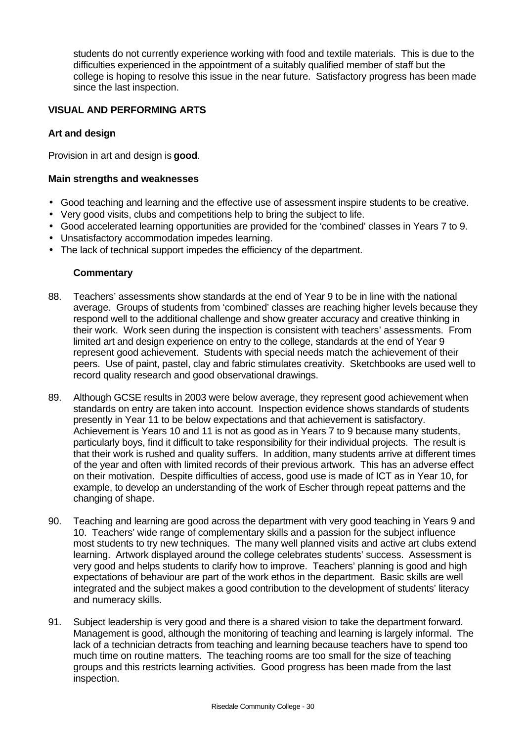students do not currently experience working with food and textile materials. This is due to the difficulties experienced in the appointment of a suitably qualified member of staff but the college is hoping to resolve this issue in the near future. Satisfactory progress has been made since the last inspection.

## VISUAL AND PERFORMING ARTS

### Art and design

Provision in art and design is **good**.

#### Main strengths and weaknesses

- Good teaching and learning and the effective use of assessment inspire students to be creative.
- Very good visits, clubs and competitions help to bring the subject to life.
- Good accelerated learning opportunities are provided for the 'combined' classes in Years 7 to 9.
- Unsatisfactory accommodation impedes learning.
- The lack of technical support impedes the efficiency of the department.

#### Commentary

88. Teachers' assessments show standards at the end of Year 9 to be in line with the national average. Groups of students from 'combined' classes are reaching higher levels because they respond well to the additional challenge and show greater accuracy and creative thinking in their work. Work seen during the inspection is consistent with teachers' assessments. From limited art and design experience on entry to the college, standards at the end of Year 9 represent good achievement. Students with special needs match the achievement of their peers. Use of paint, pastel, clay and fabric stimulates creativity. Sketchbooks are used well to record quality research and good observational drawings.

89. Although GCSE results in 2003 were below average, they represent good achievement when standards on entry are taken into account. Inspection evidence shows standards of students presently in Year 11 to be below expectations and that achievement is satisfactory. Achievement is Years 10 and 11 is not as good as in Years 7 to 9 because many students, particularly boys, find it difficult to take responsibility for their individual projects. The result is that their work is rushed and quality suffers. In addition, many students arrive at different times of the year and often with limited records of their previous artwork. This has an adverse effect on their motivation. Despite difficulties of access, good use is made of ICT as in Year 10, for example, to develop an understanding of the work of Escher through repeat patterns and the changing of shape.

90. Teaching and learning are good across the department with very good teaching in Years 9 and 10. Teachers' wide range of complementary skills and a passion for the subject influence most students to try new techniques. The many well planned visits and active art clubs extend learning. Artwork displayed around the college celebrates students' success. Assessment is very good and helps students to clarify how to improve. Teachers' planning is good and high expectations of behaviour are part of the work ethos in the department. Basic skills are well integrated and the subject makes a good contribution to the development of students' literacy and numeracy skills.

91. Subject leadership is very good and there is a shared vision to take the department forward. Management is good, although the monitoring of teaching and learning is largely informal. The lack of a technician detracts from teaching and learning because teachers have to spend too much time on routine matters. The teaching rooms are too small for the size of teaching groups and this restricts learning activities. Good progress has been made from the last inspection.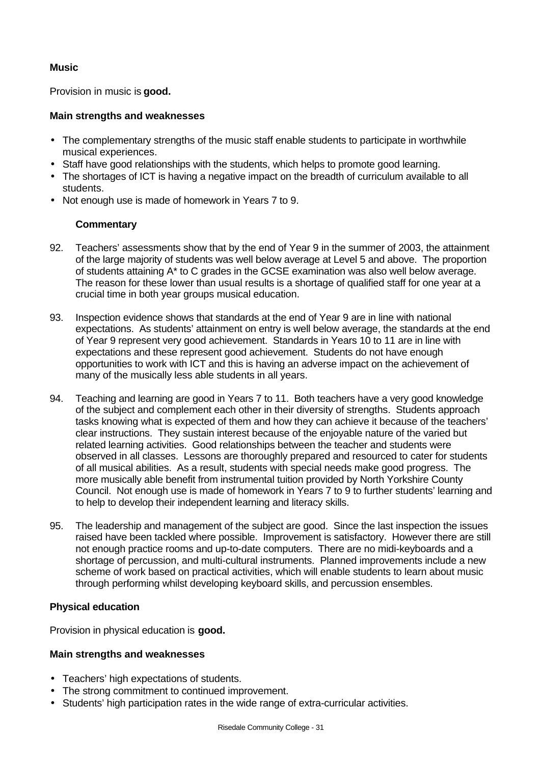### Music

Provision in music is **good.**

#### Main strengths and weaknesses

- The complementary strengths of the music staff enable students to participate in worthwhile musical experiences.
- Staff have good relationships with the students, which helps to promote good learning.
- The shortages of ICT is having a negative impact on the breadth of curriculum available to all students.
- Not enough use is made of homework in Years 7 to 9.

#### Commentary

92. Teachers' assessments show that by the end of Year 9 in the summer of 2003, the attainment of the large majority of students was well below average at Level 5 and above. The proportion of students attaining A* to C grades in the GCSE examination was also well below average. The reason for these lower than usual results is a shortage of qualified staff for one year at a crucial time in both year groups musical education.

93. Inspection evidence shows that standards at the end of Year 9 are in line with national expectations. As students' attainment on entry is well below average, the standards at the end of Year 9 represent very good achievement. Standards in Years 10 to 11 are in line with expectations and these represent good achievement. Students do not have enough opportunities to work with ICT and this is having an adverse impact on the achievement of many of the musically less able students in all years.

94. Teaching and learning are good in Years 7 to 11. Both teachers have a very good knowledge of the subject and complement each other in their diversity of strengths. Students approach tasks knowing what is expected of them and how they can achieve it because of the teachers' clear instructions. They sustain interest because of the enjoyable nature of the varied but related learning activities. Good relationships between the teacher and students were observed in all classes. Lessons are thoroughly prepared and resourced to cater for students of all musical abilities. As a result, students with special needs make good progress. The more musically able benefit from instrumental tuition provided by North Yorkshire County Council. Not enough use is made of homework in Years 7 to 9 to further students' learning and to help to develop their independent learning and literacy skills.

95. The leadership and management of the subject are good. Since the last inspection the issues raised have been tackled where possible. Improvement is satisfactory. However there are still not enough practice rooms and up-to-date computers. There are no midi-keyboards and a shortage of percussion, and multi-cultural instruments. Planned improvements include a new scheme of work based on practical activities, which will enable students to learn about music through performing whilst developing keyboard skills, and percussion ensembles.

### Physical education

Provision in physical education is **good.**

#### Main strengths and weaknesses

- Teachers' high expectations of students.
- The strong commitment to continued improvement.
- Students' high participation rates in the wide range of extra-curricular activities.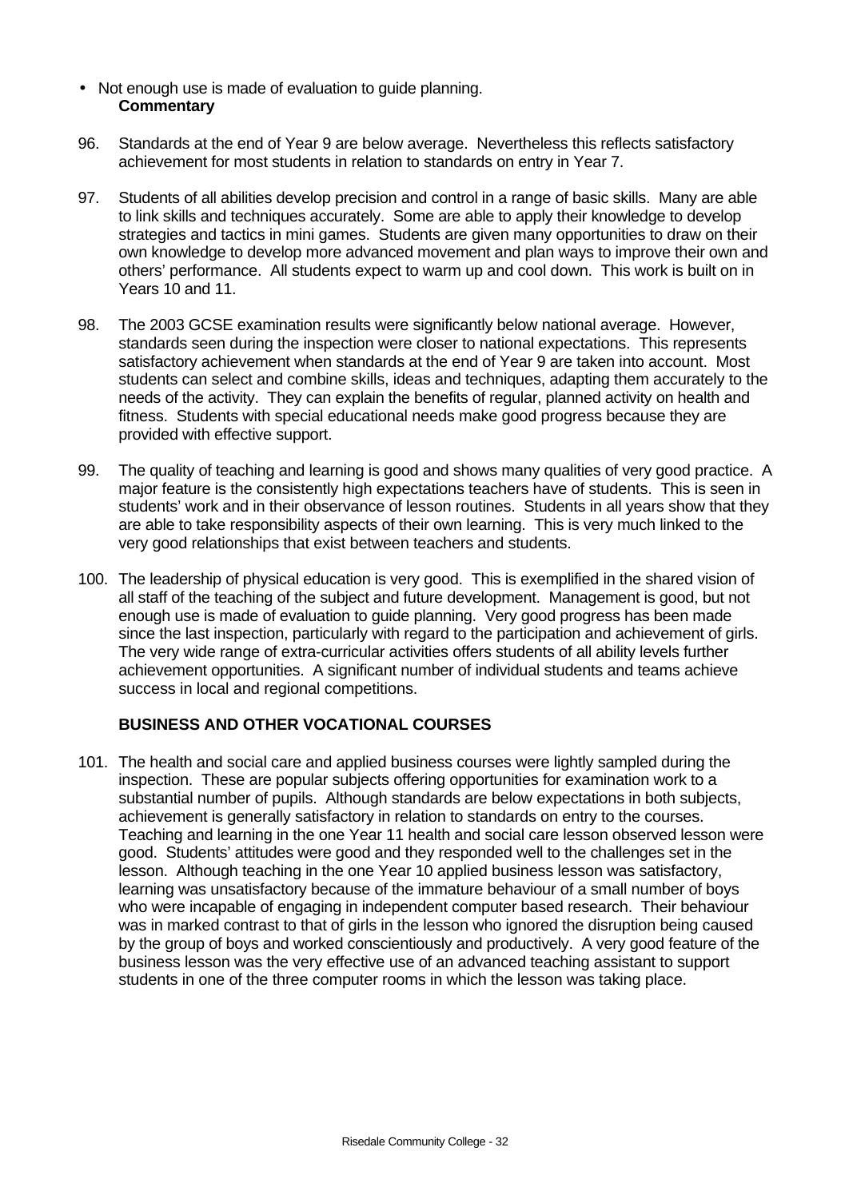- Not enough use is made of evaluation to guide planning.

**Commentary**

96. Standards at the end of Year 9 are below average. Nevertheless this reflects satisfactory achievement for most students in relation to standards on entry in Year 7.

97. Students of all abilities develop precision and control in a range of basic skills. Many are able to link skills and techniques accurately. Some are able to apply their knowledge to develop strategies and tactics in mini games. Students are given many opportunities to draw on their own knowledge to develop more advanced movement and plan ways to improve their own and others' performance. All students expect to warm up and cool down. This work is built on in Years 10 and 11.

98. The 2003 GCSE examination results were significantly below national average. However, standards seen during the inspection were closer to national expectations. This represents satisfactory achievement when standards at the end of Year 9 are taken into account. Most students can select and combine skills, ideas and techniques, adapting them accurately to the needs of the activity. They can explain the benefits of regular, planned activity on health and fitness. Students with special educational needs make good progress because they are provided with effective support.

99. The quality of teaching and learning is good and shows many qualities of very good practice. A major feature is the consistently high expectations teachers have of students. This is seen in students' work and in their observance of lesson routines. Students in all years show that they are able to take responsibility aspects of their own learning. This is very much linked to the very good relationships that exist between teachers and students.

100. The leadership of physical education is very good. This is exemplified in the shared vision of all staff of the teaching of the subject and future development. Management is good, but not enough use is made of evaluation to guide planning. Very good progress has been made since the last inspection, particularly with regard to the participation and achievement of girls. The very wide range of extra-curricular activities offers students of all ability levels further achievement opportunities. A significant number of individual students and teams achieve success in local and regional competitions.

## BUSINESS AND OTHER VOCATIONAL COURSES

101. The health and social care and applied business courses were lightly sampled during the inspection. These are popular subjects offering opportunities for examination work to a substantial number of pupils. Although standards are below expectations in both subjects, achievement is generally satisfactory in relation to standards on entry to the courses. Teaching and learning in the one Year 11 health and social care lesson observed lesson were good. Students' attitudes were good and they responded well to the challenges set in the lesson. Although teaching in the one Year 10 applied business lesson was satisfactory, learning was unsatisfactory because of the immature behaviour of a small number of boys who were incapable of engaging in independent computer based research. Their behaviour was in marked contrast to that of girls in the lesson who ignored the disruption being caused by the group of boys and worked conscientiously and productively. A very good feature of the business lesson was the very effective use of an advanced teaching assistant to support students in one of the three computer rooms in which the lesson was taking place.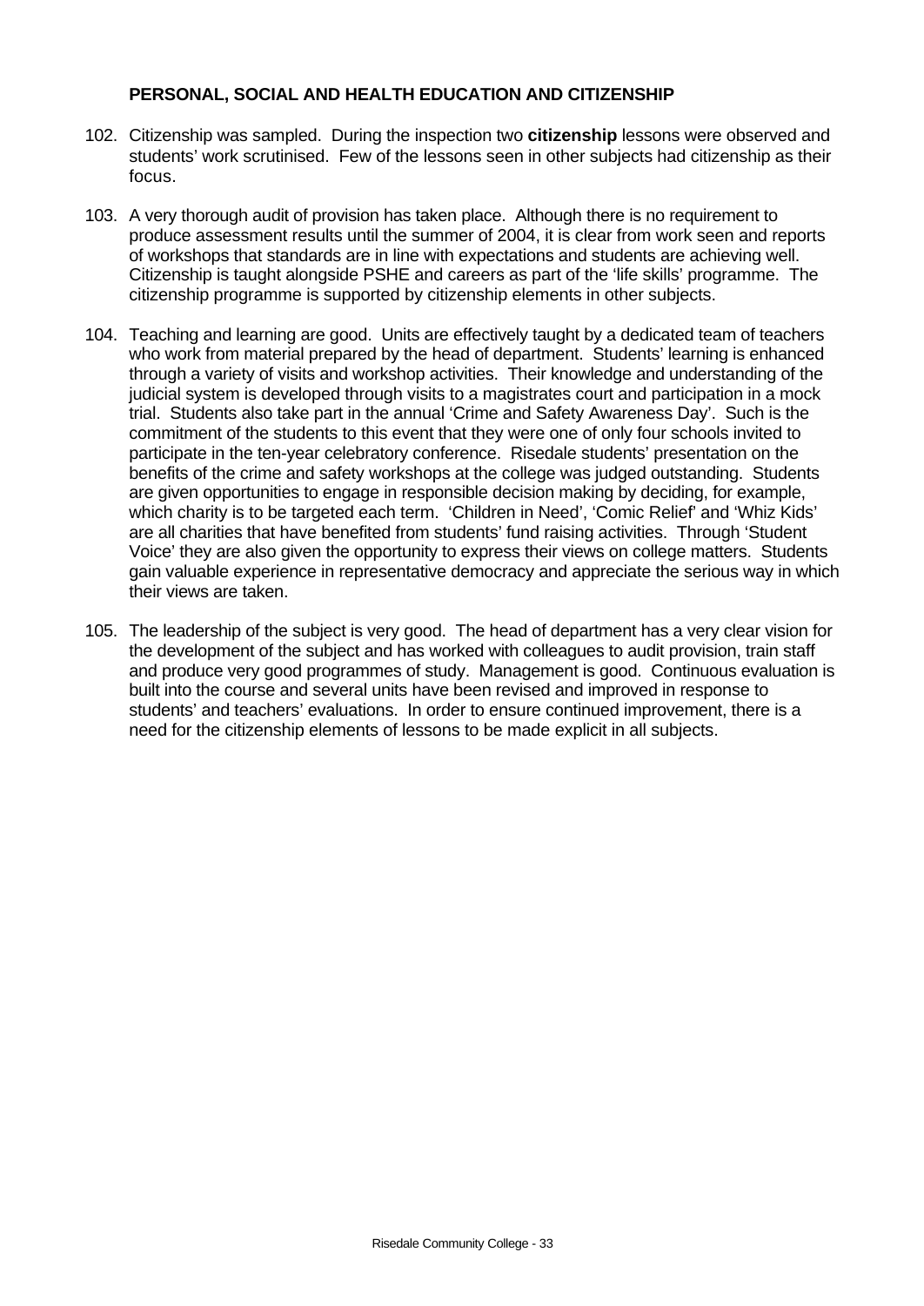**PERSONAL, SOCIAL AND HEALTH EDUCATION AND CITIZENSHIP**

102. Citizenship was sampled. During the inspection two **citizenship** lessons were observed and students' work scrutinised. Few of the lessons seen in other subjects had citizenship as their focus.

103. A very thorough audit of provision has taken place. Although there is no requirement to produce assessment results until the summer of 2004, it is clear from work seen and reports of workshops that standards are in line with expectations and students are achieving well. Citizenship is taught alongside PSHE and careers as part of the 'life skills' programme. The citizenship programme is supported by citizenship elements in other subjects.

104. Teaching and learning are good. Units are effectively taught by a dedicated team of teachers who work from material prepared by the head of department. Students' learning is enhanced through a variety of visits and workshop activities. Their knowledge and understanding of the judicial system is developed through visits to a magistrates court and participation in a mock trial. Students also take part in the annual 'Crime and Safety Awareness Day'. Such is the commitment of the students to this event that they were one of only four schools invited to participate in the ten-year celebratory conference. Risedale students' presentation on the benefits of the crime and safety workshops at the college was judged outstanding. Students are given opportunities to engage in responsible decision making by deciding, for example, which charity is to be targeted each term. 'Children in Need', 'Comic Relief' and 'Whiz Kids' are all charities that have benefited from students' fund raising activities. Through 'Student Voice' they are also given the opportunity to express their views on college matters. Students gain valuable experience in representative democracy and appreciate the serious way in which their views are taken.

105. The leadership of the subject is very good. The head of department has a very clear vision for the development of the subject and has worked with colleagues to audit provision, train staff and produce very good programmes of study. Management is good. Continuous evaluation is built into the course and several units have been revised and improved in response to students' and teachers' evaluations. In order to ensure continued improvement, there is a need for the citizenship elements of lessons to be made explicit in all subjects.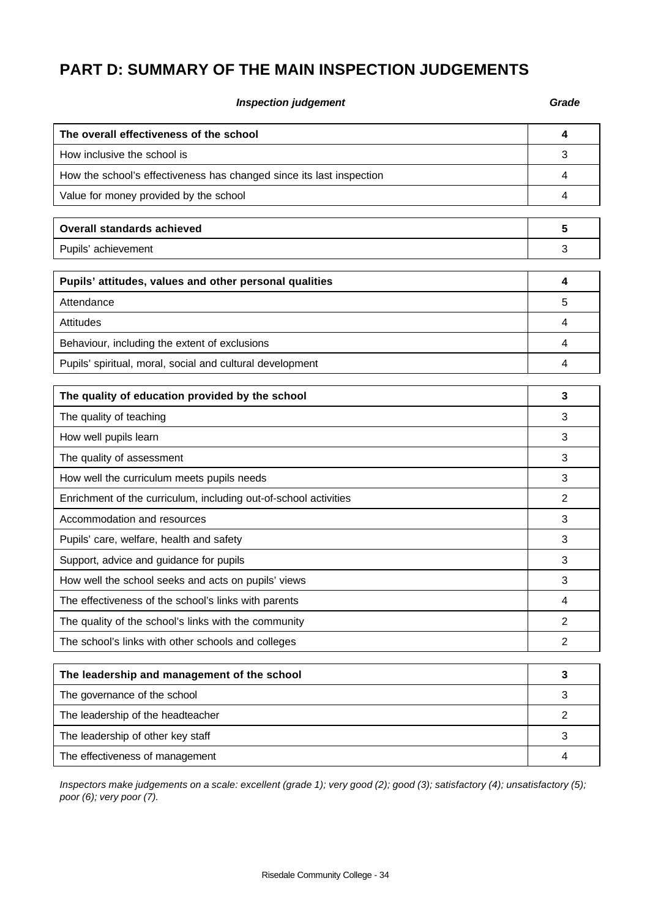# PART D: SUMMARY OF THE MAIN INSPECTION JUDGEMENTS

| *Inspection judgement* | *Grade* |
|---|---|
| **The overall effectiveness of the school** | **4** |
| How inclusive the school is | 3 |
| How the school's effectiveness has changed since its last inspection | 4 |
| Value for money provided by the school | 4 |
| **Overall standards achieved** | **5** |
| Pupils' achievement | 3 |
| **Pupils' attitudes, values and other personal qualities** | **4** |
| Attendance | 5 |
| Attitudes | 4 |
| Behaviour, including the extent of exclusions | 4 |
| Pupils' spiritual, moral, social and cultural development | 4 |
| **The quality of education provided by the school** | **3** |
| The quality of teaching | 3 |
| How well pupils learn | 3 |
| The quality of assessment | 3 |
| How well the curriculum meets pupils needs | 3 |
| Enrichment of the curriculum, including out-of-school activities | 2 |
| Accommodation and resources | 3 |
| Pupils' care, welfare, health and safety | 3 |
| Support, advice and guidance for pupils | 3 |
| How well the school seeks and acts on pupils' views | 3 |
| The effectiveness of the school's links with parents | 4 |
| The quality of the school's links with the community | 2 |
| The school's links with other schools and colleges | 2 |
| **The leadership and management of the school** | **3** |
| The governance of the school | 3 |
| The leadership of the headteacher | 2 |
| The leadership of other key staff | 3 |
| The effectiveness of management | 4 |

*Inspectors make judgements on a scale: excellent (grade 1); very good (2); good (3); satisfactory (4); unsatisfactory (5); poor (6); very poor (7).*